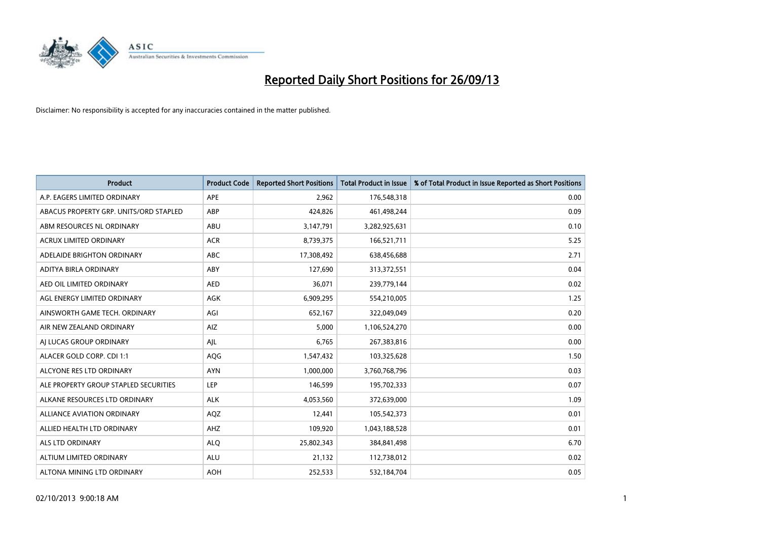# Reported Daily Short Positions for 26/09/13

Disclaimer: No responsibility is accepted for any inaccuracies contained in the matter published.

| Product | Product Code | Reported Short Positions | Total Product in Issue | % of Total Product in Issue Reported as Short Positions |
|---|---|---|---|---|
| A.P. EAGERS LIMITED ORDINARY | APE | 2,962 | 176,548,318 | 0.00 |
| ABACUS PROPERTY GRP. UNITS/ORD STAPLED | ABP | 424,826 | 461,498,244 | 0.09 |
| ABM RESOURCES NL ORDINARY | ABU | 3,147,791 | 3,282,925,631 | 0.10 |
| ACRUX LIMITED ORDINARY | ACR | 8,739,375 | 166,521,711 | 5.25 |
| ADELAIDE BRIGHTON ORDINARY | ABC | 17,308,492 | 638,456,688 | 2.71 |
| ADITYA BIRLA ORDINARY | ABY | 127,690 | 313,372,551 | 0.04 |
| AED OIL LIMITED ORDINARY | AED | 36,071 | 239,779,144 | 0.02 |
| AGL ENERGY LIMITED ORDINARY | AGK | 6,909,295 | 554,210,005 | 1.25 |
| AINSWORTH GAME TECH. ORDINARY | AGI | 652,167 | 322,049,049 | 0.20 |
| AIR NEW ZEALAND ORDINARY | AIZ | 5,000 | 1,106,524,270 | 0.00 |
| AJ LUCAS GROUP ORDINARY | AJL | 6,765 | 267,383,816 | 0.00 |
| ALACER GOLD CORP. CDI 1:1 | AQG | 1,547,432 | 103,325,628 | 1.50 |
| ALCYONE RES LTD ORDINARY | AYN | 1,000,000 | 3,760,768,796 | 0.03 |
| ALE PROPERTY GROUP STAPLED SECURITIES | LEP | 146,599 | 195,702,333 | 0.07 |
| ALKANE RESOURCES LTD ORDINARY | ALK | 4,053,560 | 372,639,000 | 1.09 |
| ALLIANCE AVIATION ORDINARY | AQZ | 12,441 | 105,542,373 | 0.01 |
| ALLIED HEALTH LTD ORDINARY | AHZ | 109,920 | 1,043,188,528 | 0.01 |
| ALS LTD ORDINARY | ALQ | 25,802,343 | 384,841,498 | 6.70 |
| ALTIUM LIMITED ORDINARY | ALU | 21,132 | 112,738,012 | 0.02 |
| ALTONA MINING LTD ORDINARY | AOH | 252,533 | 532,184,704 | 0.05 |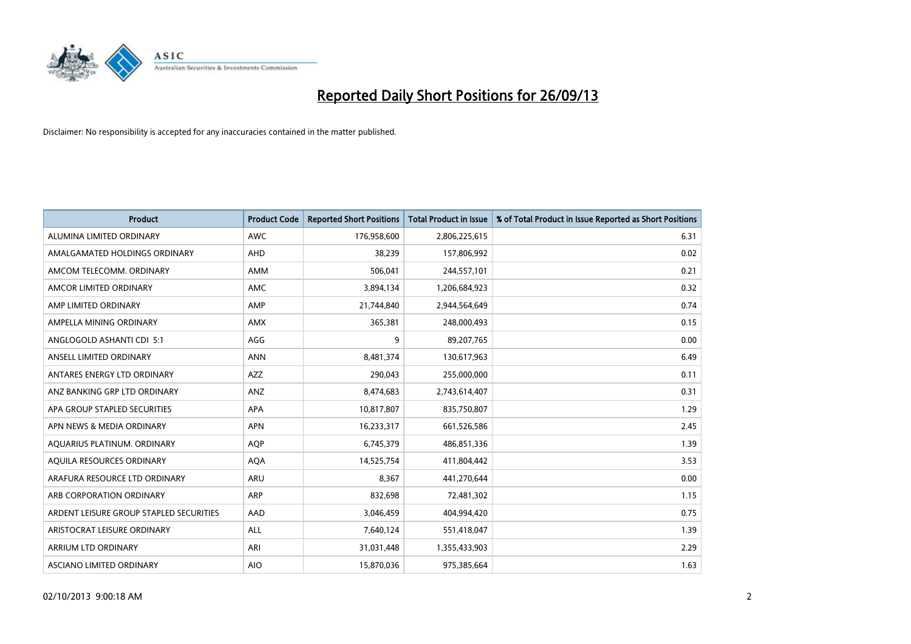# Reported Daily Short Positions for 26/09/13

Disclaimer: No responsibility is accepted for any inaccuracies contained in the matter published.

| Product | Product Code | Reported Short Positions | Total Product in Issue | % of Total Product in Issue Reported as Short Positions |
|---|---|---|---|---|
| ALUMINA LIMITED ORDINARY | AWC | 176,958,600 | 2,806,225,615 | 6.31 |
| AMALGAMATED HOLDINGS ORDINARY | AHD | 38,239 | 157,806,992 | 0.02 |
| AMCOM TELECOMM. ORDINARY | AMM | 506,041 | 244,557,101 | 0.21 |
| AMCOR LIMITED ORDINARY | AMC | 3,894,134 | 1,206,684,923 | 0.32 |
| AMP LIMITED ORDINARY | AMP | 21,744,840 | 2,944,564,649 | 0.74 |
| AMPELLA MINING ORDINARY | AMX | 365,381 | 248,000,493 | 0.15 |
| ANGLOGOLD ASHANTI CDI 5:1 | AGG | 9 | 89,207,765 | 0.00 |
| ANSELL LIMITED ORDINARY | ANN | 8,481,374 | 130,617,963 | 6.49 |
| ANTARES ENERGY LTD ORDINARY | AZZ | 290,043 | 255,000,000 | 0.11 |
| ANZ BANKING GRP LTD ORDINARY | ANZ | 8,474,683 | 2,743,614,407 | 0.31 |
| APA GROUP STAPLED SECURITIES | APA | 10,817,807 | 835,750,807 | 1.29 |
| APN NEWS & MEDIA ORDINARY | APN | 16,233,317 | 661,526,586 | 2.45 |
| AQUARIUS PLATINUM. ORDINARY | AQP | 6,745,379 | 486,851,336 | 1.39 |
| AQUILA RESOURCES ORDINARY | AQA | 14,525,754 | 411,804,442 | 3.53 |
| ARAFURA RESOURCE LTD ORDINARY | ARU | 8,367 | 441,270,644 | 0.00 |
| ARB CORPORATION ORDINARY | ARP | 832,698 | 72,481,302 | 1.15 |
| ARDENT LEISURE GROUP STAPLED SECURITIES | AAD | 3,046,459 | 404,994,420 | 0.75 |
| ARISTOCRAT LEISURE ORDINARY | ALL | 7,640,124 | 551,418,047 | 1.39 |
| ARRIUM LTD ORDINARY | ARI | 31,031,448 | 1,355,433,903 | 2.29 |
| ASCIANO LIMITED ORDINARY | AIO | 15,870,036 | 975,385,664 | 1.63 |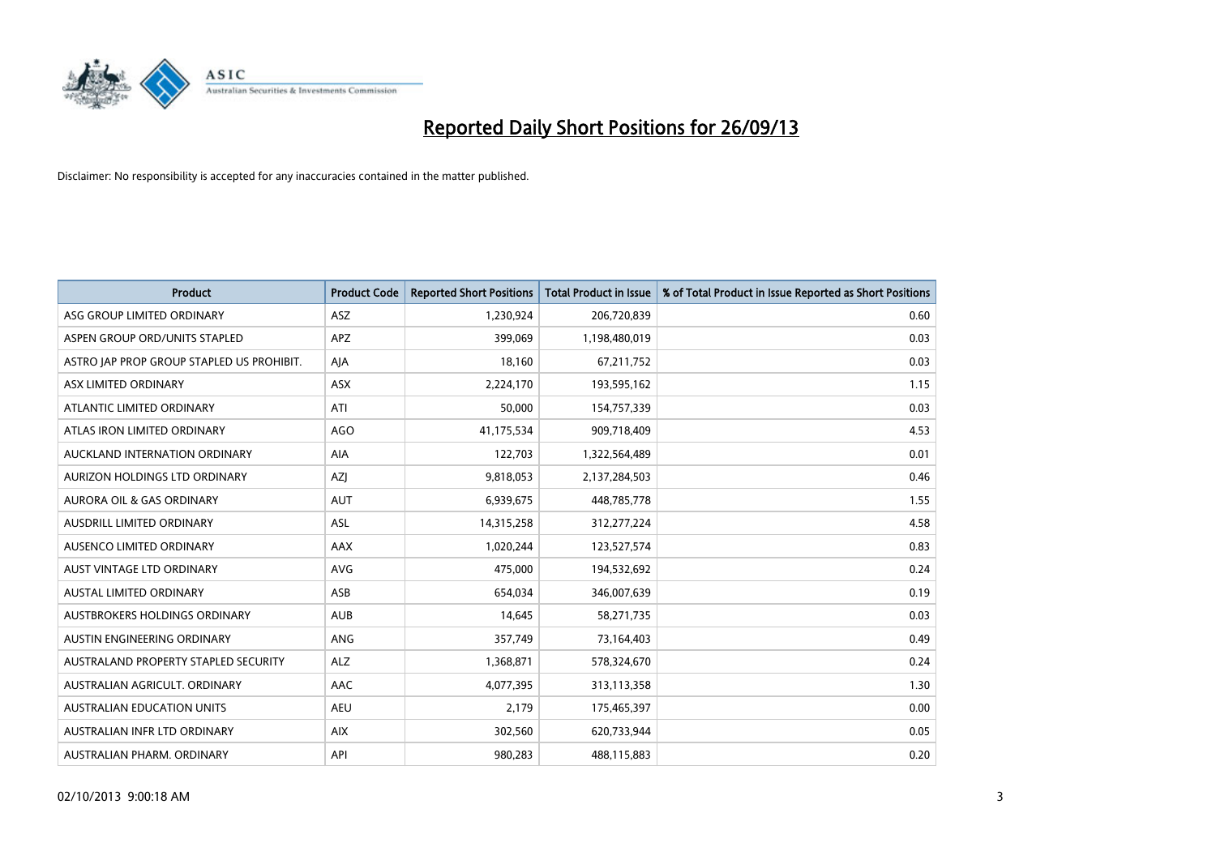# Reported Daily Short Positions for 26/09/13

Disclaimer: No responsibility is accepted for any inaccuracies contained in the matter published.

| Product | Product Code | Reported Short Positions | Total Product in Issue | % of Total Product in Issue Reported as Short Positions |
|---|---|---|---|---|
| ASG GROUP LIMITED ORDINARY | ASZ | 1,230,924 | 206,720,839 | 0.60 |
| ASPEN GROUP ORD/UNITS STAPLED | APZ | 399,069 | 1,198,480,019 | 0.03 |
| ASTRO JAP PROP GROUP STAPLED US PROHIBIT. | AJA | 18,160 | 67,211,752 | 0.03 |
| ASX LIMITED ORDINARY | ASX | 2,224,170 | 193,595,162 | 1.15 |
| ATLANTIC LIMITED ORDINARY | ATI | 50,000 | 154,757,339 | 0.03 |
| ATLAS IRON LIMITED ORDINARY | AGO | 41,175,534 | 909,718,409 | 4.53 |
| AUCKLAND INTERNATION ORDINARY | AIA | 122,703 | 1,322,564,489 | 0.01 |
| AURIZON HOLDINGS LTD ORDINARY | AZJ | 9,818,053 | 2,137,284,503 | 0.46 |
| AURORA OIL & GAS ORDINARY | AUT | 6,939,675 | 448,785,778 | 1.55 |
| AUSDRILL LIMITED ORDINARY | ASL | 14,315,258 | 312,277,224 | 4.58 |
| AUSENCO LIMITED ORDINARY | AAX | 1,020,244 | 123,527,574 | 0.83 |
| AUST VINTAGE LTD ORDINARY | AVG | 475,000 | 194,532,692 | 0.24 |
| AUSTAL LIMITED ORDINARY | ASB | 654,034 | 346,007,639 | 0.19 |
| AUSTBROKERS HOLDINGS ORDINARY | AUB | 14,645 | 58,271,735 | 0.03 |
| AUSTIN ENGINEERING ORDINARY | ANG | 357,749 | 73,164,403 | 0.49 |
| AUSTRALAND PROPERTY STAPLED SECURITY | ALZ | 1,368,871 | 578,324,670 | 0.24 |
| AUSTRALIAN AGRICULT. ORDINARY | AAC | 4,077,395 | 313,113,358 | 1.30 |
| AUSTRALIAN EDUCATION UNITS | AEU | 2,179 | 175,465,397 | 0.00 |
| AUSTRALIAN INFR LTD ORDINARY | AIX | 302,560 | 620,733,944 | 0.05 |
| AUSTRALIAN PHARM. ORDINARY | API | 980,283 | 488,115,883 | 0.20 |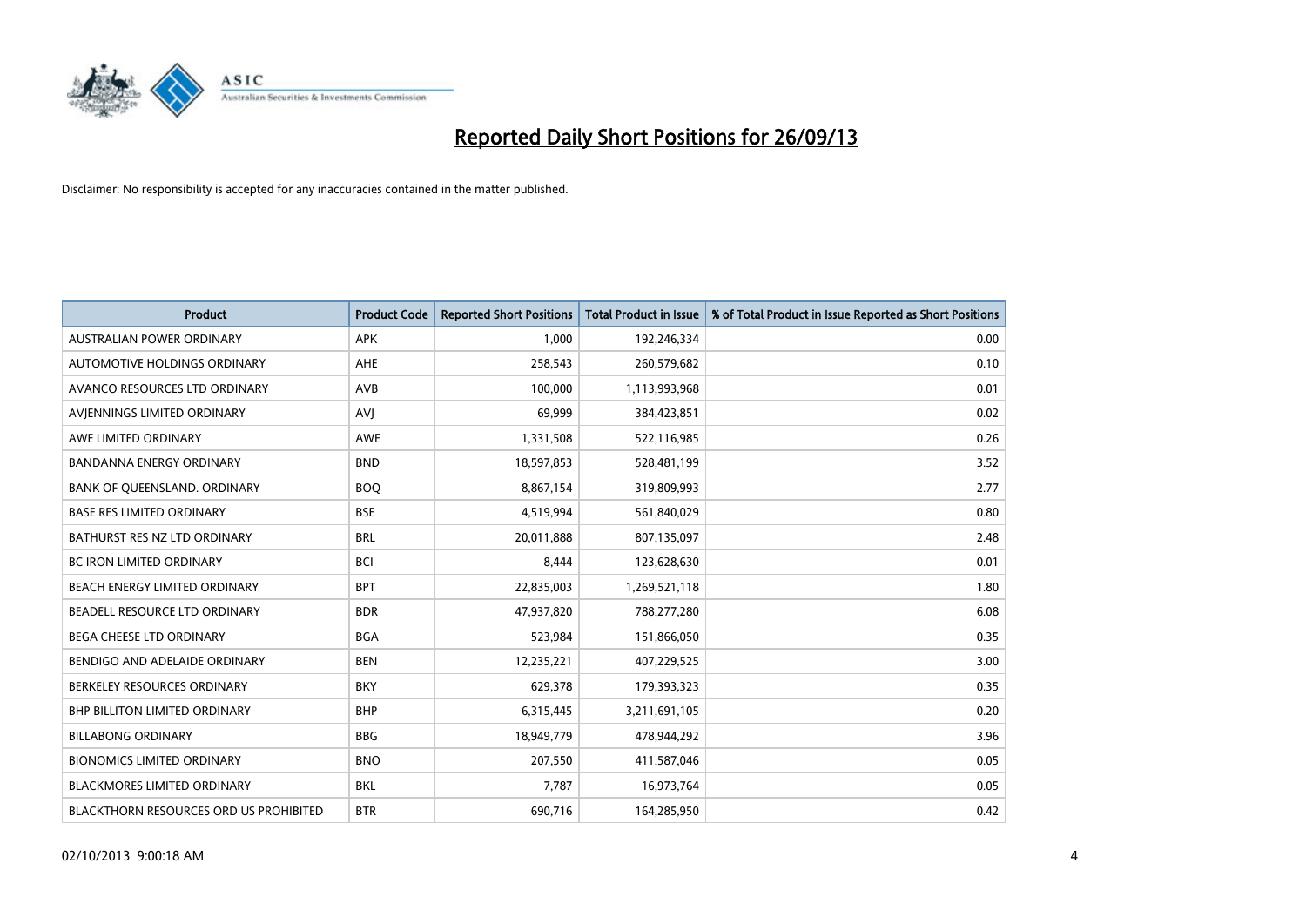# Reported Daily Short Positions for 26/09/13

Disclaimer: No responsibility is accepted for any inaccuracies contained in the matter published.

| Product | Product Code | Reported Short Positions | Total Product in Issue | % of Total Product in Issue Reported as Short Positions |
|---|---|---|---|---|
| AUSTRALIAN POWER ORDINARY | APK | 1,000 | 192,246,334 | 0.00 |
| AUTOMOTIVE HOLDINGS ORDINARY | AHE | 258,543 | 260,579,682 | 0.10 |
| AVANCO RESOURCES LTD ORDINARY | AVB | 100,000 | 1,113,993,968 | 0.01 |
| AVJENNINGS LIMITED ORDINARY | AVJ | 69,999 | 384,423,851 | 0.02 |
| AWE LIMITED ORDINARY | AWE | 1,331,508 | 522,116,985 | 0.26 |
| BANDANNA ENERGY ORDINARY | BND | 18,597,853 | 528,481,199 | 3.52 |
| BANK OF QUEENSLAND. ORDINARY | BOQ | 8,867,154 | 319,809,993 | 2.77 |
| BASE RES LIMITED ORDINARY | BSE | 4,519,994 | 561,840,029 | 0.80 |
| BATHURST RES NZ LTD ORDINARY | BRL | 20,011,888 | 807,135,097 | 2.48 |
| BC IRON LIMITED ORDINARY | BCI | 8,444 | 123,628,630 | 0.01 |
| BEACH ENERGY LIMITED ORDINARY | BPT | 22,835,003 | 1,269,521,118 | 1.80 |
| BEADELL RESOURCE LTD ORDINARY | BDR | 47,937,820 | 788,277,280 | 6.08 |
| BEGA CHEESE LTD ORDINARY | BGA | 523,984 | 151,866,050 | 0.35 |
| BENDIGO AND ADELAIDE ORDINARY | BEN | 12,235,221 | 407,229,525 | 3.00 |
| BERKELEY RESOURCES ORDINARY | BKY | 629,378 | 179,393,323 | 0.35 |
| BHP BILLITON LIMITED ORDINARY | BHP | 6,315,445 | 3,211,691,105 | 0.20 |
| BILLABONG ORDINARY | BBG | 18,949,779 | 478,944,292 | 3.96 |
| BIONOMICS LIMITED ORDINARY | BNO | 207,550 | 411,587,046 | 0.05 |
| BLACKMORES LIMITED ORDINARY | BKL | 7,787 | 16,973,764 | 0.05 |
| BLACKTHORN RESOURCES ORD US PROHIBITED | BTR | 690,716 | 164,285,950 | 0.42 |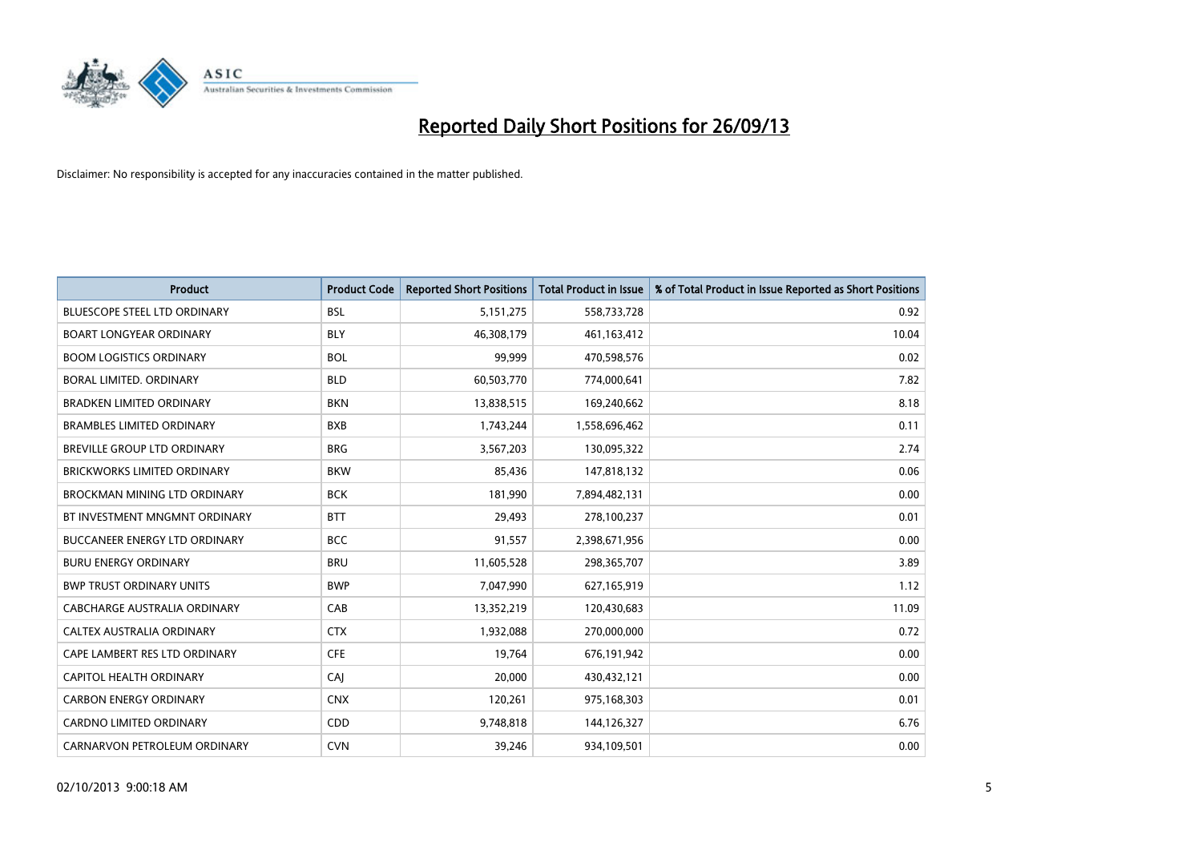# Reported Daily Short Positions for 26/09/13

Disclaimer: No responsibility is accepted for any inaccuracies contained in the matter published.

| Product | Product Code | Reported Short Positions | Total Product in Issue | % of Total Product in Issue Reported as Short Positions |
|---|---|---|---|---|
| BLUESCOPE STEEL LTD ORDINARY | BSL | 5,151,275 | 558,733,728 | 0.92 |
| BOART LONGYEAR ORDINARY | BLY | 46,308,179 | 461,163,412 | 10.04 |
| BOOM LOGISTICS ORDINARY | BOL | 99,999 | 470,598,576 | 0.02 |
| BORAL LIMITED. ORDINARY | BLD | 60,503,770 | 774,000,641 | 7.82 |
| BRADKEN LIMITED ORDINARY | BKN | 13,838,515 | 169,240,662 | 8.18 |
| BRAMBLES LIMITED ORDINARY | BXB | 1,743,244 | 1,558,696,462 | 0.11 |
| BREVILLE GROUP LTD ORDINARY | BRG | 3,567,203 | 130,095,322 | 2.74 |
| BRICKWORKS LIMITED ORDINARY | BKW | 85,436 | 147,818,132 | 0.06 |
| BROCKMAN MINING LTD ORDINARY | BCK | 181,990 | 7,894,482,131 | 0.00 |
| BT INVESTMENT MNGMNT ORDINARY | BTT | 29,493 | 278,100,237 | 0.01 |
| BUCCANEER ENERGY LTD ORDINARY | BCC | 91,557 | 2,398,671,956 | 0.00 |
| BURU ENERGY ORDINARY | BRU | 11,605,528 | 298,365,707 | 3.89 |
| BWP TRUST ORDINARY UNITS | BWP | 7,047,990 | 627,165,919 | 1.12 |
| CABCHARGE AUSTRALIA ORDINARY | CAB | 13,352,219 | 120,430,683 | 11.09 |
| CALTEX AUSTRALIA ORDINARY | CTX | 1,932,088 | 270,000,000 | 0.72 |
| CAPE LAMBERT RES LTD ORDINARY | CFE | 19,764 | 676,191,942 | 0.00 |
| CAPITOL HEALTH ORDINARY | CAJ | 20,000 | 430,432,121 | 0.00 |
| CARBON ENERGY ORDINARY | CNX | 120,261 | 975,168,303 | 0.01 |
| CARDNO LIMITED ORDINARY | CDD | 9,748,818 | 144,126,327 | 6.76 |
| CARNARVON PETROLEUM ORDINARY | CVN | 39,246 | 934,109,501 | 0.00 |

02/10/2013 9:00:18 AM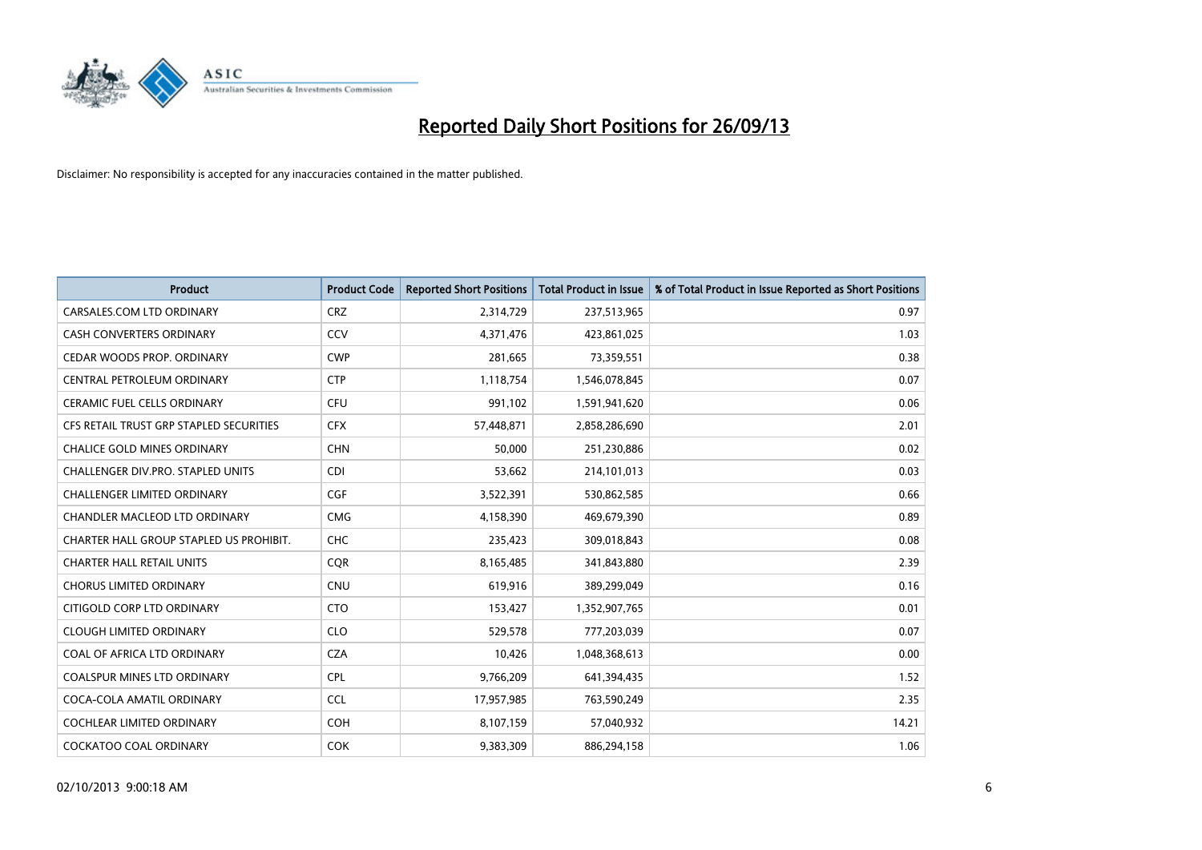# Reported Daily Short Positions for 26/09/13

Disclaimer: No responsibility is accepted for any inaccuracies contained in the matter published.

| Product | Product Code | Reported Short Positions | Total Product in Issue | % of Total Product in Issue Reported as Short Positions |
|---|---|---|---|---|
| CARSALES.COM LTD ORDINARY | CRZ | 2,314,729 | 237,513,965 | 0.97 |
| CASH CONVERTERS ORDINARY | CCV | 4,371,476 | 423,861,025 | 1.03 |
| CEDAR WOODS PROP. ORDINARY | CWP | 281,665 | 73,359,551 | 0.38 |
| CENTRAL PETROLEUM ORDINARY | CTP | 1,118,754 | 1,546,078,845 | 0.07 |
| CERAMIC FUEL CELLS ORDINARY | CFU | 991,102 | 1,591,941,620 | 0.06 |
| CFS RETAIL TRUST GRP STAPLED SECURITIES | CFX | 57,448,871 | 2,858,286,690 | 2.01 |
| CHALICE GOLD MINES ORDINARY | CHN | 50,000 | 251,230,886 | 0.02 |
| CHALLENGER DIV.PRO. STAPLED UNITS | CDI | 53,662 | 214,101,013 | 0.03 |
| CHALLENGER LIMITED ORDINARY | CGF | 3,522,391 | 530,862,585 | 0.66 |
| CHANDLER MACLEOD LTD ORDINARY | CMG | 4,158,390 | 469,679,390 | 0.89 |
| CHARTER HALL GROUP STAPLED US PROHIBIT. | CHC | 235,423 | 309,018,843 | 0.08 |
| CHARTER HALL RETAIL UNITS | CQR | 8,165,485 | 341,843,880 | 2.39 |
| CHORUS LIMITED ORDINARY | CNU | 619,916 | 389,299,049 | 0.16 |
| CITIGOLD CORP LTD ORDINARY | CTO | 153,427 | 1,352,907,765 | 0.01 |
| CLOUGH LIMITED ORDINARY | CLO | 529,578 | 777,203,039 | 0.07 |
| COAL OF AFRICA LTD ORDINARY | CZA | 10,426 | 1,048,368,613 | 0.00 |
| COALSPUR MINES LTD ORDINARY | CPL | 9,766,209 | 641,394,435 | 1.52 |
| COCA-COLA AMATIL ORDINARY | CCL | 17,957,985 | 763,590,249 | 2.35 |
| COCHLEAR LIMITED ORDINARY | COH | 8,107,159 | 57,040,932 | 14.21 |
| COCKATOO COAL ORDINARY | COK | 9,383,309 | 886,294,158 | 1.06 |

02/10/2013 9:00:18 AM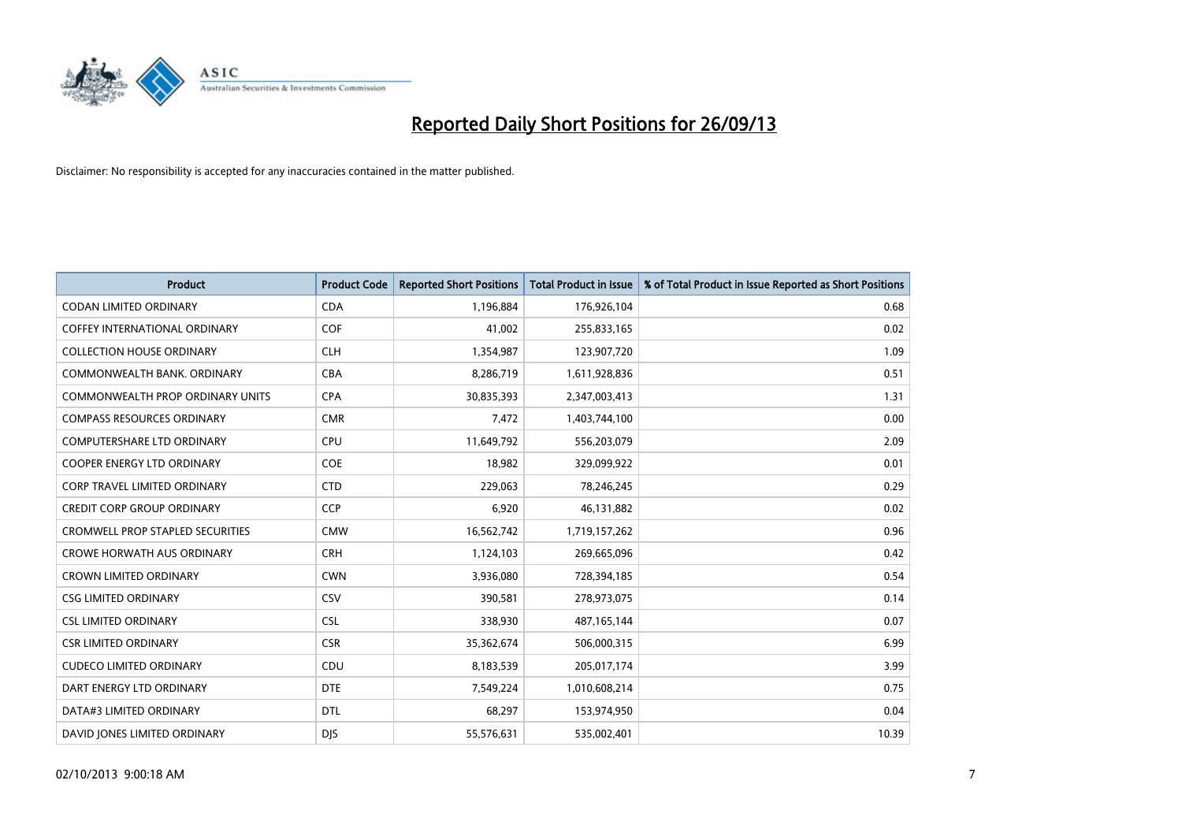# Reported Daily Short Positions for 26/09/13

Disclaimer: No responsibility is accepted for any inaccuracies contained in the matter published.

| Product | Product Code | Reported Short Positions | Total Product in Issue | % of Total Product in Issue Reported as Short Positions |
|---|---|---|---|---|
| CODAN LIMITED ORDINARY | CDA | 1,196,884 | 176,926,104 | 0.68 |
| COFFEY INTERNATIONAL ORDINARY | COF | 41,002 | 255,833,165 | 0.02 |
| COLLECTION HOUSE ORDINARY | CLH | 1,354,987 | 123,907,720 | 1.09 |
| COMMONWEALTH BANK. ORDINARY | CBA | 8,286,719 | 1,611,928,836 | 0.51 |
| COMMONWEALTH PROP ORDINARY UNITS | CPA | 30,835,393 | 2,347,003,413 | 1.31 |
| COMPASS RESOURCES ORDINARY | CMR | 7,472 | 1,403,744,100 | 0.00 |
| COMPUTERSHARE LTD ORDINARY | CPU | 11,649,792 | 556,203,079 | 2.09 |
| COOPER ENERGY LTD ORDINARY | COE | 18,982 | 329,099,922 | 0.01 |
| CORP TRAVEL LIMITED ORDINARY | CTD | 229,063 | 78,246,245 | 0.29 |
| CREDIT CORP GROUP ORDINARY | CCP | 6,920 | 46,131,882 | 0.02 |
| CROMWELL PROP STAPLED SECURITIES | CMW | 16,562,742 | 1,719,157,262 | 0.96 |
| CROWE HORWATH AUS ORDINARY | CRH | 1,124,103 | 269,665,096 | 0.42 |
| CROWN LIMITED ORDINARY | CWN | 3,936,080 | 728,394,185 | 0.54 |
| CSG LIMITED ORDINARY | CSV | 390,581 | 278,973,075 | 0.14 |
| CSL LIMITED ORDINARY | CSL | 338,930 | 487,165,144 | 0.07 |
| CSR LIMITED ORDINARY | CSR | 35,362,674 | 506,000,315 | 6.99 |
| CUDECO LIMITED ORDINARY | CDU | 8,183,539 | 205,017,174 | 3.99 |
| DART ENERGY LTD ORDINARY | DTE | 7,549,224 | 1,010,608,214 | 0.75 |
| DATA#3 LIMITED ORDINARY | DTL | 68,297 | 153,974,950 | 0.04 |
| DAVID JONES LIMITED ORDINARY | DJS | 55,576,631 | 535,002,401 | 10.39 |

02/10/2013 9:00:18 AM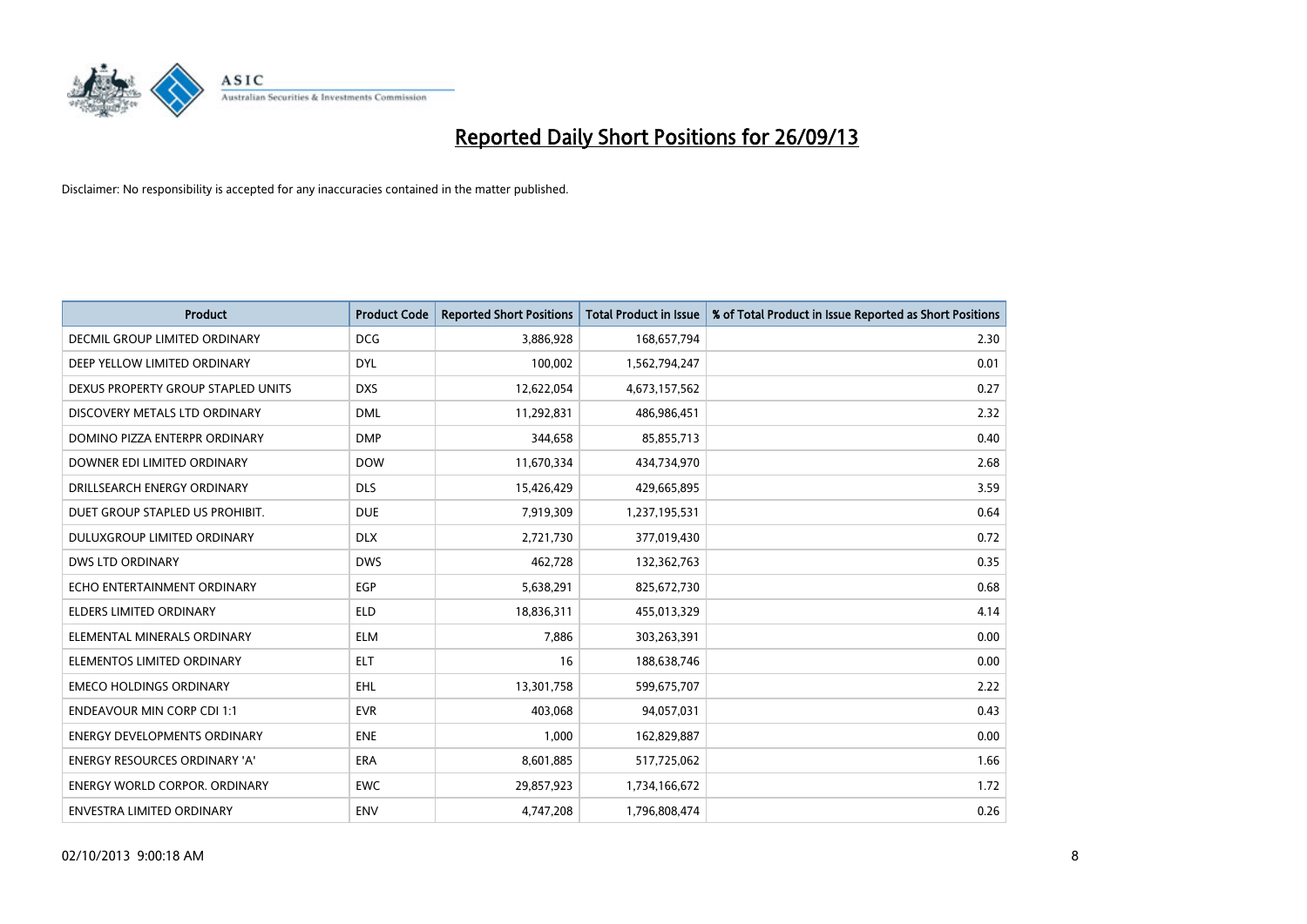# Reported Daily Short Positions for 26/09/13

Disclaimer: No responsibility is accepted for any inaccuracies contained in the matter published.

| Product | Product Code | Reported Short Positions | Total Product in Issue | % of Total Product in Issue Reported as Short Positions |
|---|---|---|---|---|
| DECMIL GROUP LIMITED ORDINARY | DCG | 3,886,928 | 168,657,794 | 2.30 |
| DEEP YELLOW LIMITED ORDINARY | DYL | 100,002 | 1,562,794,247 | 0.01 |
| DEXUS PROPERTY GROUP STAPLED UNITS | DXS | 12,622,054 | 4,673,157,562 | 0.27 |
| DISCOVERY METALS LTD ORDINARY | DML | 11,292,831 | 486,986,451 | 2.32 |
| DOMINO PIZZA ENTERPR ORDINARY | DMP | 344,658 | 85,855,713 | 0.40 |
| DOWNER EDI LIMITED ORDINARY | DOW | 11,670,334 | 434,734,970 | 2.68 |
| DRILLSEARCH ENERGY ORDINARY | DLS | 15,426,429 | 429,665,895 | 3.59 |
| DUET GROUP STAPLED US PROHIBIT. | DUE | 7,919,309 | 1,237,195,531 | 0.64 |
| DULUXGROUP LIMITED ORDINARY | DLX | 2,721,730 | 377,019,430 | 0.72 |
| DWS LTD ORDINARY | DWS | 462,728 | 132,362,763 | 0.35 |
| ECHO ENTERTAINMENT ORDINARY | EGP | 5,638,291 | 825,672,730 | 0.68 |
| ELDERS LIMITED ORDINARY | ELD | 18,836,311 | 455,013,329 | 4.14 |
| ELEMENTAL MINERALS ORDINARY | ELM | 7,886 | 303,263,391 | 0.00 |
| ELEMENTOS LIMITED ORDINARY | ELT | 16 | 188,638,746 | 0.00 |
| EMECO HOLDINGS ORDINARY | EHL | 13,301,758 | 599,675,707 | 2.22 |
| ENDEAVOUR MIN CORP CDI 1:1 | EVR | 403,068 | 94,057,031 | 0.43 |
| ENERGY DEVELOPMENTS ORDINARY | ENE | 1,000 | 162,829,887 | 0.00 |
| ENERGY RESOURCES ORDINARY 'A' | ERA | 8,601,885 | 517,725,062 | 1.66 |
| ENERGY WORLD CORPOR. ORDINARY | EWC | 29,857,923 | 1,734,166,672 | 1.72 |
| ENVESTRA LIMITED ORDINARY | ENV | 4,747,208 | 1,796,808,474 | 0.26 |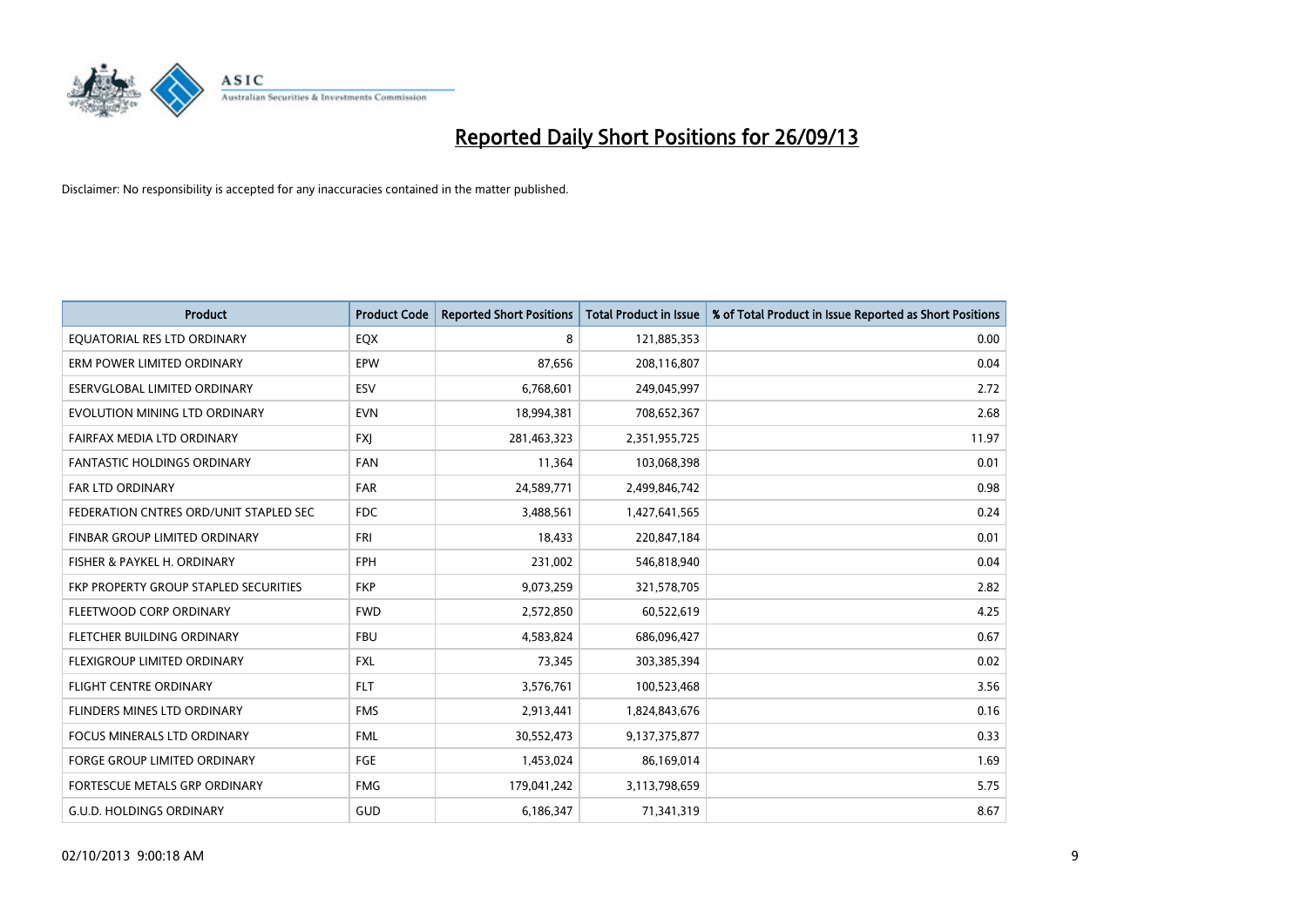# Reported Daily Short Positions for 26/09/13

Disclaimer: No responsibility is accepted for any inaccuracies contained in the matter published.

| Product | Product Code | Reported Short Positions | Total Product in Issue | % of Total Product in Issue Reported as Short Positions |
|---|---|---|---|---|
| EQUATORIAL RES LTD ORDINARY | EQX | 8 | 121,885,353 | 0.00 |
| ERM POWER LIMITED ORDINARY | EPW | 87,656 | 208,116,807 | 0.04 |
| ESERVGLOBAL LIMITED ORDINARY | ESV | 6,768,601 | 249,045,997 | 2.72 |
| EVOLUTION MINING LTD ORDINARY | EVN | 18,994,381 | 708,652,367 | 2.68 |
| FAIRFAX MEDIA LTD ORDINARY | FXJ | 281,463,323 | 2,351,955,725 | 11.97 |
| FANTASTIC HOLDINGS ORDINARY | FAN | 11,364 | 103,068,398 | 0.01 |
| FAR LTD ORDINARY | FAR | 24,589,771 | 2,499,846,742 | 0.98 |
| FEDERATION CNTRES ORD/UNIT STAPLED SEC | FDC | 3,488,561 | 1,427,641,565 | 0.24 |
| FINBAR GROUP LIMITED ORDINARY | FRI | 18,433 | 220,847,184 | 0.01 |
| FISHER & PAYKEL H. ORDINARY | FPH | 231,002 | 546,818,940 | 0.04 |
| FKP PROPERTY GROUP STAPLED SECURITIES | FKP | 9,073,259 | 321,578,705 | 2.82 |
| FLEETWOOD CORP ORDINARY | FWD | 2,572,850 | 60,522,619 | 4.25 |
| FLETCHER BUILDING ORDINARY | FBU | 4,583,824 | 686,096,427 | 0.67 |
| FLEXIGROUP LIMITED ORDINARY | FXL | 73,345 | 303,385,394 | 0.02 |
| FLIGHT CENTRE ORDINARY | FLT | 3,576,761 | 100,523,468 | 3.56 |
| FLINDERS MINES LTD ORDINARY | FMS | 2,913,441 | 1,824,843,676 | 0.16 |
| FOCUS MINERALS LTD ORDINARY | FML | 30,552,473 | 9,137,375,877 | 0.33 |
| FORGE GROUP LIMITED ORDINARY | FGE | 1,453,024 | 86,169,014 | 1.69 |
| FORTESCUE METALS GRP ORDINARY | FMG | 179,041,242 | 3,113,798,659 | 5.75 |
| G.U.D. HOLDINGS ORDINARY | GUD | 6,186,347 | 71,341,319 | 8.67 |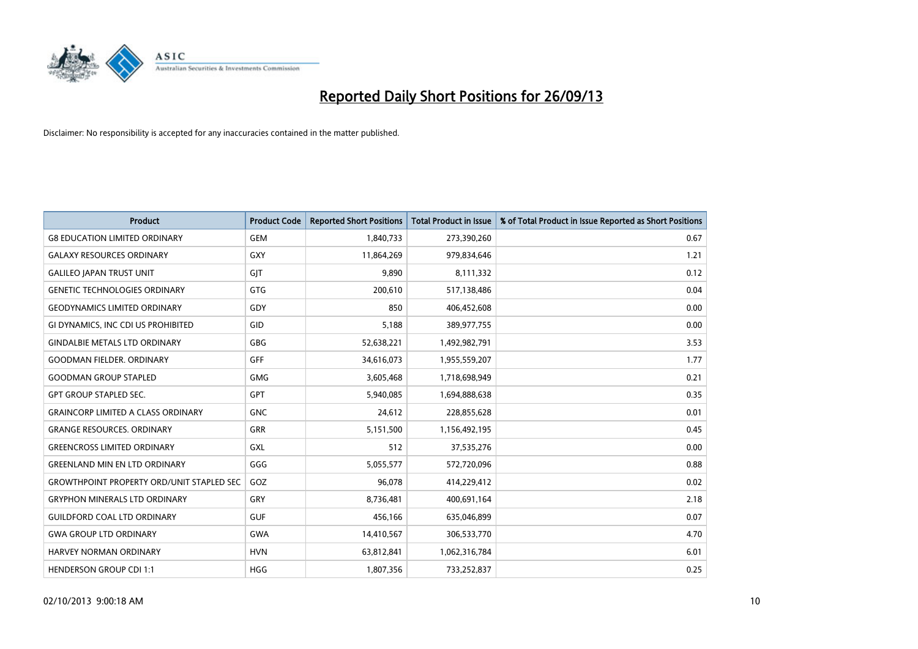# Reported Daily Short Positions for 26/09/13

Disclaimer: No responsibility is accepted for any inaccuracies contained in the matter published.

| Product | Product Code | Reported Short Positions | Total Product in Issue | % of Total Product in Issue Reported as Short Positions |
|---|---|---|---|---|
| G8 EDUCATION LIMITED ORDINARY | GEM | 1,840,733 | 273,390,260 | 0.67 |
| GALAXY RESOURCES ORDINARY | GXY | 11,864,269 | 979,834,646 | 1.21 |
| GALILEO JAPAN TRUST UNIT | GJT | 9,890 | 8,111,332 | 0.12 |
| GENETIC TECHNOLOGIES ORDINARY | GTG | 200,610 | 517,138,486 | 0.04 |
| GEODYNAMICS LIMITED ORDINARY | GDY | 850 | 406,452,608 | 0.00 |
| GI DYNAMICS, INC CDI US PROHIBITED | GID | 5,188 | 389,977,755 | 0.00 |
| GINDALBIE METALS LTD ORDINARY | GBG | 52,638,221 | 1,492,982,791 | 3.53 |
| GOODMAN FIELDER. ORDINARY | GFF | 34,616,073 | 1,955,559,207 | 1.77 |
| GOODMAN GROUP STAPLED | GMG | 3,605,468 | 1,718,698,949 | 0.21 |
| GPT GROUP STAPLED SEC. | GPT | 5,940,085 | 1,694,888,638 | 0.35 |
| GRAINCORP LIMITED A CLASS ORDINARY | GNC | 24,612 | 228,855,628 | 0.01 |
| GRANGE RESOURCES. ORDINARY | GRR | 5,151,500 | 1,156,492,195 | 0.45 |
| GREENCROSS LIMITED ORDINARY | GXL | 512 | 37,535,276 | 0.00 |
| GREENLAND MIN EN LTD ORDINARY | GGG | 5,055,577 | 572,720,096 | 0.88 |
| GROWTHPOINT PROPERTY ORD/UNIT STAPLED SEC | GOZ | 96,078 | 414,229,412 | 0.02 |
| GRYPHON MINERALS LTD ORDINARY | GRY | 8,736,481 | 400,691,164 | 2.18 |
| GUILDFORD COAL LTD ORDINARY | GUF | 456,166 | 635,046,899 | 0.07 |
| GWA GROUP LTD ORDINARY | GWA | 14,410,567 | 306,533,770 | 4.70 |
| HARVEY NORMAN ORDINARY | HVN | 63,812,841 | 1,062,316,784 | 6.01 |
| HENDERSON GROUP CDI 1:1 | HGG | 1,807,356 | 733,252,837 | 0.25 |

02/10/2013 9:00:18 AM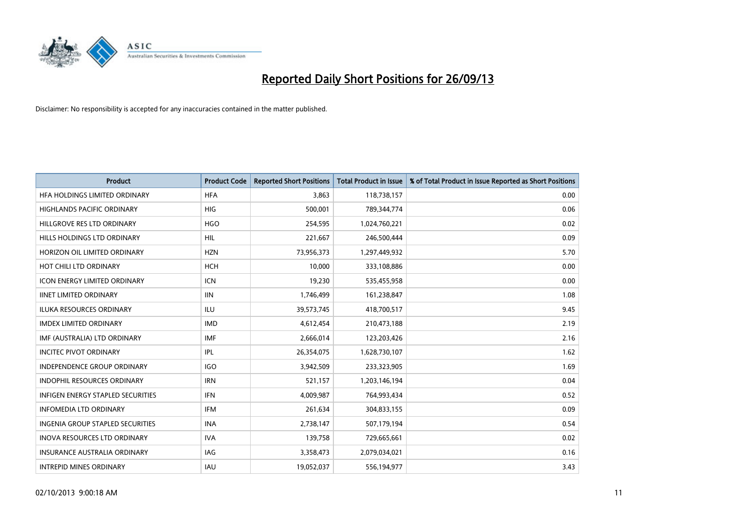# Reported Daily Short Positions for 26/09/13

Disclaimer: No responsibility is accepted for any inaccuracies contained in the matter published.

| Product | Product Code | Reported Short Positions | Total Product in Issue | % of Total Product in Issue Reported as Short Positions |
| --- | --- | --- | --- | --- |
| HFA HOLDINGS LIMITED ORDINARY | HFA | 3,863 | 118,738,157 | 0.00 |
| HIGHLANDS PACIFIC ORDINARY | HIG | 500,001 | 789,344,774 | 0.06 |
| HILLGROVE RES LTD ORDINARY | HGO | 254,595 | 1,024,760,221 | 0.02 |
| HILLS HOLDINGS LTD ORDINARY | HIL | 221,667 | 246,500,444 | 0.09 |
| HORIZON OIL LIMITED ORDINARY | HZN | 73,956,373 | 1,297,449,932 | 5.70 |
| HOT CHILI LTD ORDINARY | HCH | 10,000 | 333,108,886 | 0.00 |
| ICON ENERGY LIMITED ORDINARY | ICN | 19,230 | 535,455,958 | 0.00 |
| IINET LIMITED ORDINARY | IIN | 1,746,499 | 161,238,847 | 1.08 |
| ILUKA RESOURCES ORDINARY | ILU | 39,573,745 | 418,700,517 | 9.45 |
| IMDEX LIMITED ORDINARY | IMD | 4,612,454 | 210,473,188 | 2.19 |
| IMF (AUSTRALIA) LTD ORDINARY | IMF | 2,666,014 | 123,203,426 | 2.16 |
| INCITEC PIVOT ORDINARY | IPL | 26,354,075 | 1,628,730,107 | 1.62 |
| INDEPENDENCE GROUP ORDINARY | IGO | 3,942,509 | 233,323,905 | 1.69 |
| INDOPHIL RESOURCES ORDINARY | IRN | 521,157 | 1,203,146,194 | 0.04 |
| INFIGEN ENERGY STAPLED SECURITIES | IFN | 4,009,987 | 764,993,434 | 0.52 |
| INFOMEDIA LTD ORDINARY | IFM | 261,634 | 304,833,155 | 0.09 |
| INGENIA GROUP STAPLED SECURITIES | INA | 2,738,147 | 507,179,194 | 0.54 |
| INOVA RESOURCES LTD ORDINARY | IVA | 139,758 | 729,665,661 | 0.02 |
| INSURANCE AUSTRALIA ORDINARY | IAG | 3,358,473 | 2,079,034,021 | 0.16 |
| INTREPID MINES ORDINARY | IAU | 19,052,037 | 556,194,977 | 3.43 |

02/10/2013 9:00:18 AM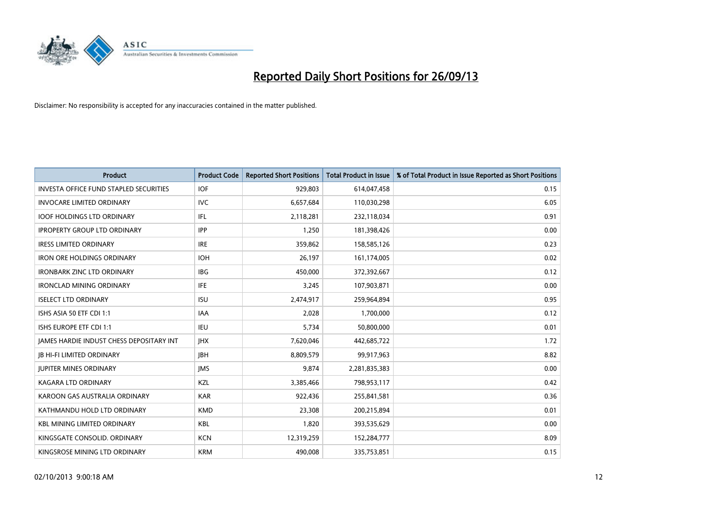# Reported Daily Short Positions for 26/09/13

Disclaimer: No responsibility is accepted for any inaccuracies contained in the matter published.

| Product | Product Code | Reported Short Positions | Total Product in Issue | % of Total Product in Issue Reported as Short Positions |
|---|---|---|---|---|
| INVESTA OFFICE FUND STAPLED SECURITIES | IOF | 929,803 | 614,047,458 | 0.15 |
| INVOCARE LIMITED ORDINARY | IVC | 6,657,684 | 110,030,298 | 6.05 |
| IOOF HOLDINGS LTD ORDINARY | IFL | 2,118,281 | 232,118,034 | 0.91 |
| IPROPERTY GROUP LTD ORDINARY | IPP | 1,250 | 181,398,426 | 0.00 |
| IRESS LIMITED ORDINARY | IRE | 359,862 | 158,585,126 | 0.23 |
| IRON ORE HOLDINGS ORDINARY | IOH | 26,197 | 161,174,005 | 0.02 |
| IRONBARK ZINC LTD ORDINARY | IBG | 450,000 | 372,392,667 | 0.12 |
| IRONCLAD MINING ORDINARY | IFE | 3,245 | 107,903,871 | 0.00 |
| ISELECT LTD ORDINARY | ISU | 2,474,917 | 259,964,894 | 0.95 |
| ISHS ASIA 50 ETF CDI 1:1 | IAA | 2,028 | 1,700,000 | 0.12 |
| ISHS EUROPE ETF CDI 1:1 | IEU | 5,734 | 50,800,000 | 0.01 |
| JAMES HARDIE INDUST CHESS DEPOSITARY INT | JHX | 7,620,046 | 442,685,722 | 1.72 |
| JB HI-FI LIMITED ORDINARY | JBH | 8,809,579 | 99,917,963 | 8.82 |
| JUPITER MINES ORDINARY | JMS | 9,874 | 2,281,835,383 | 0.00 |
| KAGARA LTD ORDINARY | KZL | 3,385,466 | 798,953,117 | 0.42 |
| KAROON GAS AUSTRALIA ORDINARY | KAR | 922,436 | 255,841,581 | 0.36 |
| KATHMANDU HOLD LTD ORDINARY | KMD | 23,308 | 200,215,894 | 0.01 |
| KBL MINING LIMITED ORDINARY | KBL | 1,820 | 393,535,629 | 0.00 |
| KINGSGATE CONSOLID. ORDINARY | KCN | 12,319,259 | 152,284,777 | 8.09 |
| KINGSROSE MINING LTD ORDINARY | KRM | 490,008 | 335,753,851 | 0.15 |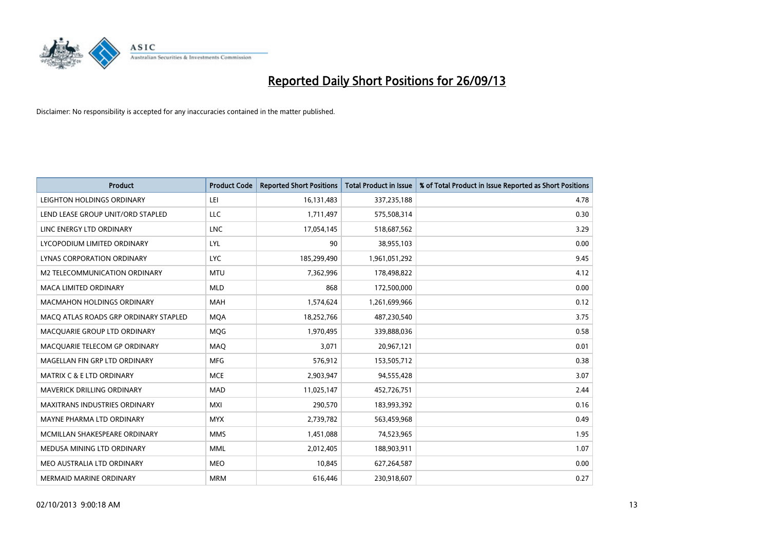# Reported Daily Short Positions for 26/09/13

Disclaimer: No responsibility is accepted for any inaccuracies contained in the matter published.

| Product | Product Code | Reported Short Positions | Total Product in Issue | % of Total Product in Issue Reported as Short Positions |
|---|---|---|---|---|
| LEIGHTON HOLDINGS ORDINARY | LEI | 16,131,483 | 337,235,188 | 4.78 |
| LEND LEASE GROUP UNIT/ORD STAPLED | LLC | 1,711,497 | 575,508,314 | 0.30 |
| LINC ENERGY LTD ORDINARY | LNC | 17,054,145 | 518,687,562 | 3.29 |
| LYCOPODIUM LIMITED ORDINARY | LYL | 90 | 38,955,103 | 0.00 |
| LYNAS CORPORATION ORDINARY | LYC | 185,299,490 | 1,961,051,292 | 9.45 |
| M2 TELECOMMUNICATION ORDINARY | MTU | 7,362,996 | 178,498,822 | 4.12 |
| MACA LIMITED ORDINARY | MLD | 868 | 172,500,000 | 0.00 |
| MACMAHON HOLDINGS ORDINARY | MAH | 1,574,624 | 1,261,699,966 | 0.12 |
| MACQ ATLAS ROADS GRP ORDINARY STAPLED | MQA | 18,252,766 | 487,230,540 | 3.75 |
| MACQUARIE GROUP LTD ORDINARY | MQG | 1,970,495 | 339,888,036 | 0.58 |
| MACQUARIE TELECOM GP ORDINARY | MAQ | 3,071 | 20,967,121 | 0.01 |
| MAGELLAN FIN GRP LTD ORDINARY | MFG | 576,912 | 153,505,712 | 0.38 |
| MATRIX C & E LTD ORDINARY | MCE | 2,903,947 | 94,555,428 | 3.07 |
| MAVERICK DRILLING ORDINARY | MAD | 11,025,147 | 452,726,751 | 2.44 |
| MAXITRANS INDUSTRIES ORDINARY | MXI | 290,570 | 183,993,392 | 0.16 |
| MAYNE PHARMA LTD ORDINARY | MYX | 2,739,782 | 563,459,968 | 0.49 |
| MCMILLAN SHAKESPEARE ORDINARY | MMS | 1,451,088 | 74,523,965 | 1.95 |
| MEDUSA MINING LTD ORDINARY | MML | 2,012,405 | 188,903,911 | 1.07 |
| MEO AUSTRALIA LTD ORDINARY | MEO | 10,845 | 627,264,587 | 0.00 |
| MERMAID MARINE ORDINARY | MRM | 616,446 | 230,918,607 | 0.27 |

02/10/2013 9:00:18 AM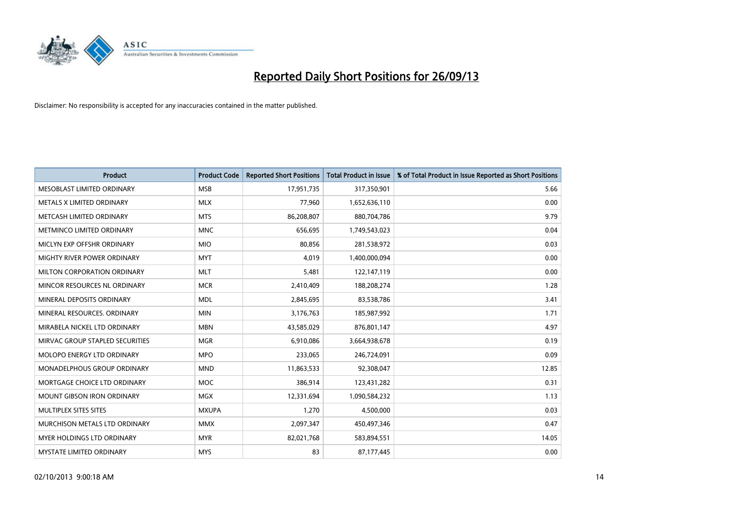# Reported Daily Short Positions for 26/09/13

Disclaimer: No responsibility is accepted for any inaccuracies contained in the matter published.

| Product | Product Code | Reported Short Positions | Total Product in Issue | % of Total Product in Issue Reported as Short Positions |
|---|---|---|---|---|
| MESOBLAST LIMITED ORDINARY | MSB | 17,951,735 | 317,350,901 | 5.66 |
| METALS X LIMITED ORDINARY | MLX | 77,960 | 1,652,636,110 | 0.00 |
| METCASH LIMITED ORDINARY | MTS | 86,208,807 | 880,704,786 | 9.79 |
| METMINCO LIMITED ORDINARY | MNC | 656,695 | 1,749,543,023 | 0.04 |
| MICLYN EXP OFFSHR ORDINARY | MIO | 80,856 | 281,538,972 | 0.03 |
| MIGHTY RIVER POWER ORDINARY | MYT | 4,019 | 1,400,000,094 | 0.00 |
| MILTON CORPORATION ORDINARY | MLT | 5,481 | 122,147,119 | 0.00 |
| MINCOR RESOURCES NL ORDINARY | MCR | 2,410,409 | 188,208,274 | 1.28 |
| MINERAL DEPOSITS ORDINARY | MDL | 2,845,695 | 83,538,786 | 3.41 |
| MINERAL RESOURCES. ORDINARY | MIN | 3,176,763 | 185,987,992 | 1.71 |
| MIRABELA NICKEL LTD ORDINARY | MBN | 43,585,029 | 876,801,147 | 4.97 |
| MIRVAC GROUP STAPLED SECURITIES | MGR | 6,910,086 | 3,664,938,678 | 0.19 |
| MOLOPO ENERGY LTD ORDINARY | MPO | 233,065 | 246,724,091 | 0.09 |
| MONADELPHOUS GROUP ORDINARY | MND | 11,863,533 | 92,308,047 | 12.85 |
| MORTGAGE CHOICE LTD ORDINARY | MOC | 386,914 | 123,431,282 | 0.31 |
| MOUNT GIBSON IRON ORDINARY | MGX | 12,331,694 | 1,090,584,232 | 1.13 |
| MULTIPLEX SITES SITES | MXUPA | 1,270 | 4,500,000 | 0.03 |
| MURCHISON METALS LTD ORDINARY | MMX | 2,097,347 | 450,497,346 | 0.47 |
| MYER HOLDINGS LTD ORDINARY | MYR | 82,021,768 | 583,894,551 | 14.05 |
| MYSTATE LIMITED ORDINARY | MYS | 83 | 87,177,445 | 0.00 |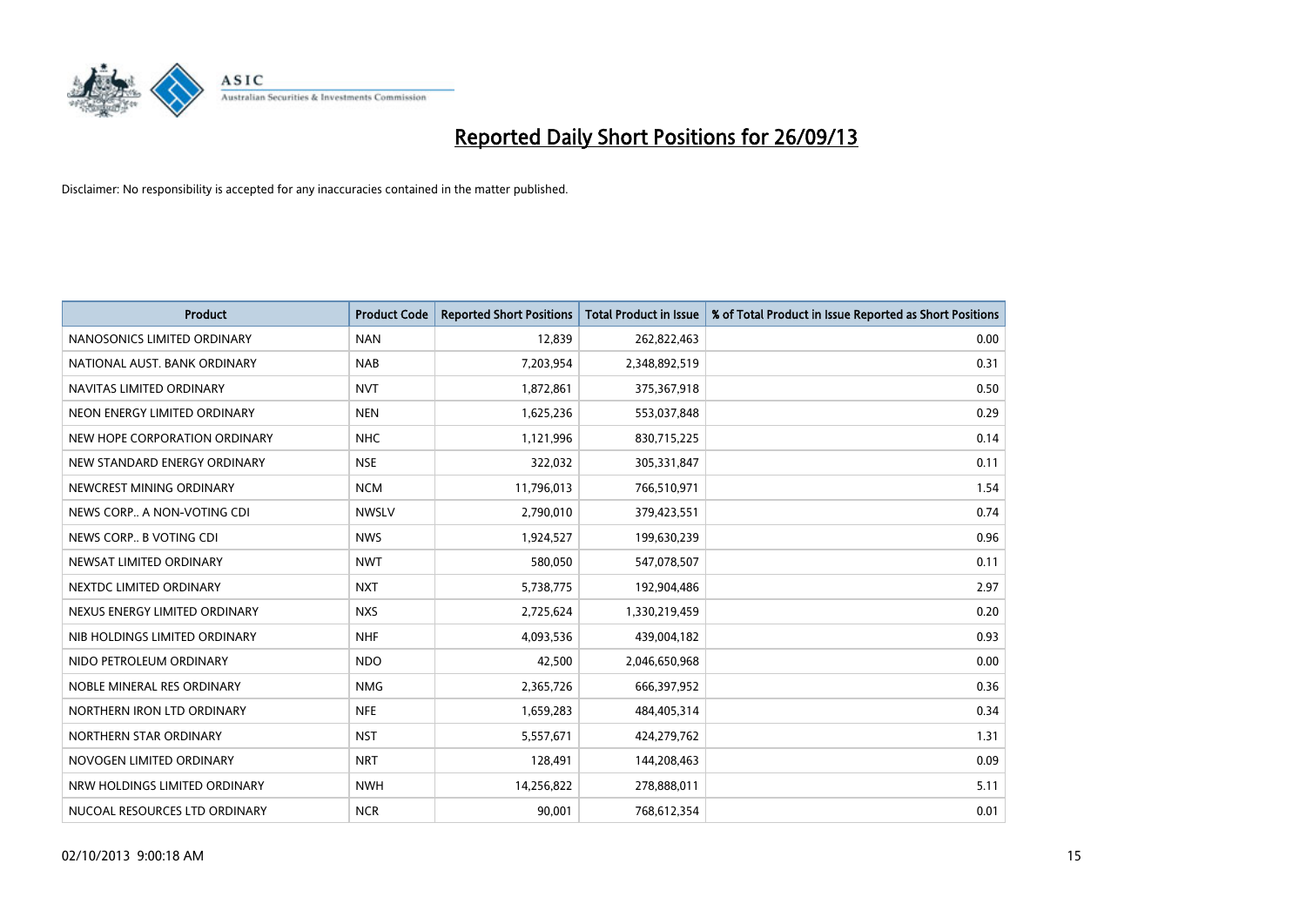# Reported Daily Short Positions for 26/09/13

Disclaimer: No responsibility is accepted for any inaccuracies contained in the matter published.

| Product | Product Code | Reported Short Positions | Total Product in Issue | % of Total Product in Issue Reported as Short Positions |
|---|---|---|---|---|
| NANOSONICS LIMITED ORDINARY | NAN | 12,839 | 262,822,463 | 0.00 |
| NATIONAL AUST. BANK ORDINARY | NAB | 7,203,954 | 2,348,892,519 | 0.31 |
| NAVITAS LIMITED ORDINARY | NVT | 1,872,861 | 375,367,918 | 0.50 |
| NEON ENERGY LIMITED ORDINARY | NEN | 1,625,236 | 553,037,848 | 0.29 |
| NEW HOPE CORPORATION ORDINARY | NHC | 1,121,996 | 830,715,225 | 0.14 |
| NEW STANDARD ENERGY ORDINARY | NSE | 322,032 | 305,331,847 | 0.11 |
| NEWCREST MINING ORDINARY | NCM | 11,796,013 | 766,510,971 | 1.54 |
| NEWS CORP.. A NON-VOTING CDI | NWSLV | 2,790,010 | 379,423,551 | 0.74 |
| NEWS CORP.. B VOTING CDI | NWS | 1,924,527 | 199,630,239 | 0.96 |
| NEWSAT LIMITED ORDINARY | NWT | 580,050 | 547,078,507 | 0.11 |
| NEXTDC LIMITED ORDINARY | NXT | 5,738,775 | 192,904,486 | 2.97 |
| NEXUS ENERGY LIMITED ORDINARY | NXS | 2,725,624 | 1,330,219,459 | 0.20 |
| NIB HOLDINGS LIMITED ORDINARY | NHF | 4,093,536 | 439,004,182 | 0.93 |
| NIDO PETROLEUM ORDINARY | NDO | 42,500 | 2,046,650,968 | 0.00 |
| NOBLE MINERAL RES ORDINARY | NMG | 2,365,726 | 666,397,952 | 0.36 |
| NORTHERN IRON LTD ORDINARY | NFE | 1,659,283 | 484,405,314 | 0.34 |
| NORTHERN STAR ORDINARY | NST | 5,557,671 | 424,279,762 | 1.31 |
| NOVOGEN LIMITED ORDINARY | NRT | 128,491 | 144,208,463 | 0.09 |
| NRW HOLDINGS LIMITED ORDINARY | NWH | 14,256,822 | 278,888,011 | 5.11 |
| NUCOAL RESOURCES LTD ORDINARY | NCR | 90,001 | 768,612,354 | 0.01 |

02/10/2013 9:00:18 AM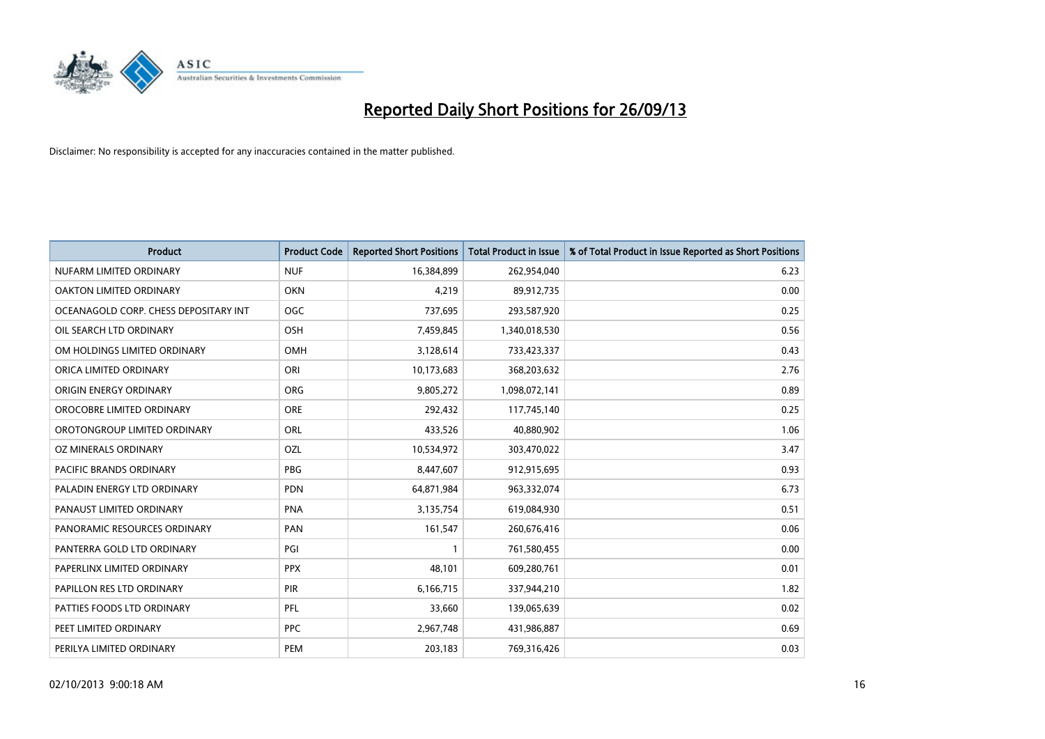# Reported Daily Short Positions for 26/09/13

Disclaimer: No responsibility is accepted for any inaccuracies contained in the matter published.

| Product | Product Code | Reported Short Positions | Total Product in Issue | % of Total Product in Issue Reported as Short Positions |
|---|---|---|---|---|
| NUFARM LIMITED ORDINARY | NUF | 16,384,899 | 262,954,040 | 6.23 |
| OAKTON LIMITED ORDINARY | OKN | 4,219 | 89,912,735 | 0.00 |
| OCEANAGOLD CORP. CHESS DEPOSITARY INT | OGC | 737,695 | 293,587,920 | 0.25 |
| OIL SEARCH LTD ORDINARY | OSH | 7,459,845 | 1,340,018,530 | 0.56 |
| OM HOLDINGS LIMITED ORDINARY | OMH | 3,128,614 | 733,423,337 | 0.43 |
| ORICA LIMITED ORDINARY | ORI | 10,173,683 | 368,203,632 | 2.76 |
| ORIGIN ENERGY ORDINARY | ORG | 9,805,272 | 1,098,072,141 | 0.89 |
| OROCOBRE LIMITED ORDINARY | ORE | 292,432 | 117,745,140 | 0.25 |
| OROTONGROUP LIMITED ORDINARY | ORL | 433,526 | 40,880,902 | 1.06 |
| OZ MINERALS ORDINARY | OZL | 10,534,972 | 303,470,022 | 3.47 |
| PACIFIC BRANDS ORDINARY | PBG | 8,447,607 | 912,915,695 | 0.93 |
| PALADIN ENERGY LTD ORDINARY | PDN | 64,871,984 | 963,332,074 | 6.73 |
| PANAUST LIMITED ORDINARY | PNA | 3,135,754 | 619,084,930 | 0.51 |
| PANORAMIC RESOURCES ORDINARY | PAN | 161,547 | 260,676,416 | 0.06 |
| PANTERRA GOLD LTD ORDINARY | PGI | 1 | 761,580,455 | 0.00 |
| PAPERLINX LIMITED ORDINARY | PPX | 48,101 | 609,280,761 | 0.01 |
| PAPILLON RES LTD ORDINARY | PIR | 6,166,715 | 337,944,210 | 1.82 |
| PATTIES FOODS LTD ORDINARY | PFL | 33,660 | 139,065,639 | 0.02 |
| PEET LIMITED ORDINARY | PPC | 2,967,748 | 431,986,887 | 0.69 |
| PERILYA LIMITED ORDINARY | PEM | 203,183 | 769,316,426 | 0.03 |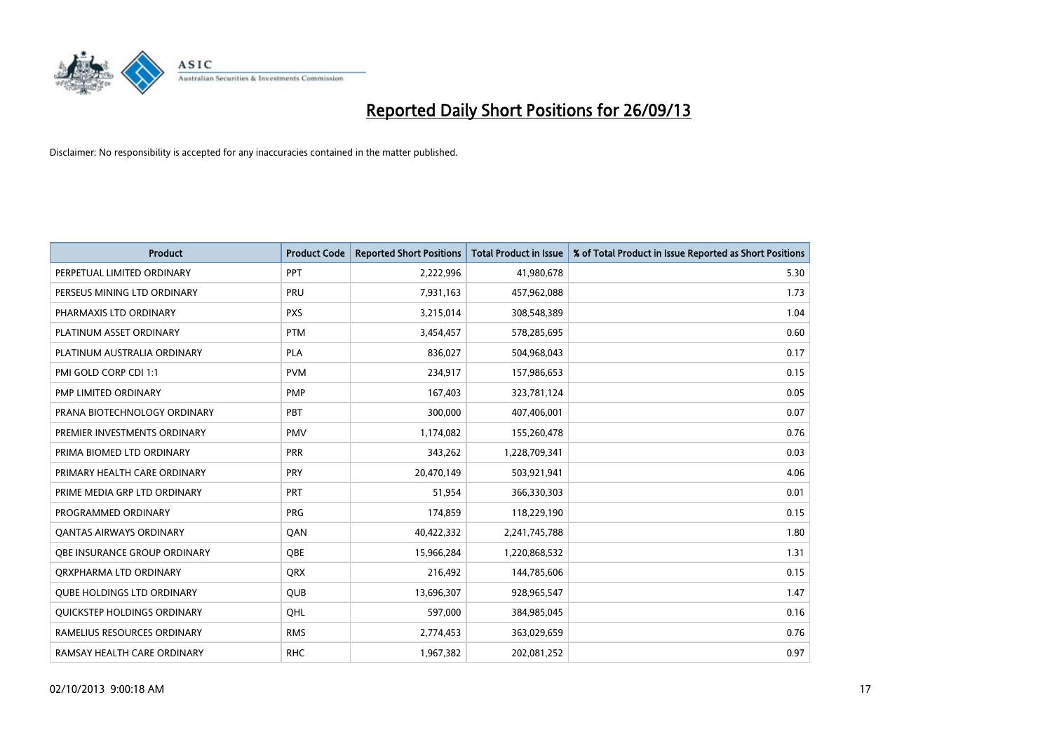# Reported Daily Short Positions for 26/09/13

Disclaimer: No responsibility is accepted for any inaccuracies contained in the matter published.

| Product | Product Code | Reported Short Positions | Total Product in Issue | % of Total Product in Issue Reported as Short Positions |
|---|---|---|---|---|
| PERPETUAL LIMITED ORDINARY | PPT | 2,222,996 | 41,980,678 | 5.30 |
| PERSEUS MINING LTD ORDINARY | PRU | 7,931,163 | 457,962,088 | 1.73 |
| PHARMAXIS LTD ORDINARY | PXS | 3,215,014 | 308,548,389 | 1.04 |
| PLATINUM ASSET ORDINARY | PTM | 3,454,457 | 578,285,695 | 0.60 |
| PLATINUM AUSTRALIA ORDINARY | PLA | 836,027 | 504,968,043 | 0.17 |
| PMI GOLD CORP CDI 1:1 | PVM | 234,917 | 157,986,653 | 0.15 |
| PMP LIMITED ORDINARY | PMP | 167,403 | 323,781,124 | 0.05 |
| PRANA BIOTECHNOLOGY ORDINARY | PBT | 300,000 | 407,406,001 | 0.07 |
| PREMIER INVESTMENTS ORDINARY | PMV | 1,174,082 | 155,260,478 | 0.76 |
| PRIMA BIOMED LTD ORDINARY | PRR | 343,262 | 1,228,709,341 | 0.03 |
| PRIMARY HEALTH CARE ORDINARY | PRY | 20,470,149 | 503,921,941 | 4.06 |
| PRIME MEDIA GRP LTD ORDINARY | PRT | 51,954 | 366,330,303 | 0.01 |
| PROGRAMMED ORDINARY | PRG | 174,859 | 118,229,190 | 0.15 |
| QANTAS AIRWAYS ORDINARY | QAN | 40,422,332 | 2,241,745,788 | 1.80 |
| QBE INSURANCE GROUP ORDINARY | QBE | 15,966,284 | 1,220,868,532 | 1.31 |
| QRXPHARMA LTD ORDINARY | QRX | 216,492 | 144,785,606 | 0.15 |
| QUBE HOLDINGS LTD ORDINARY | QUB | 13,696,307 | 928,965,547 | 1.47 |
| QUICKSTEP HOLDINGS ORDINARY | QHL | 597,000 | 384,985,045 | 0.16 |
| RAMELIUS RESOURCES ORDINARY | RMS | 2,774,453 | 363,029,659 | 0.76 |
| RAMSAY HEALTH CARE ORDINARY | RHC | 1,967,382 | 202,081,252 | 0.97 |

02/10/2013 9:00:18 AM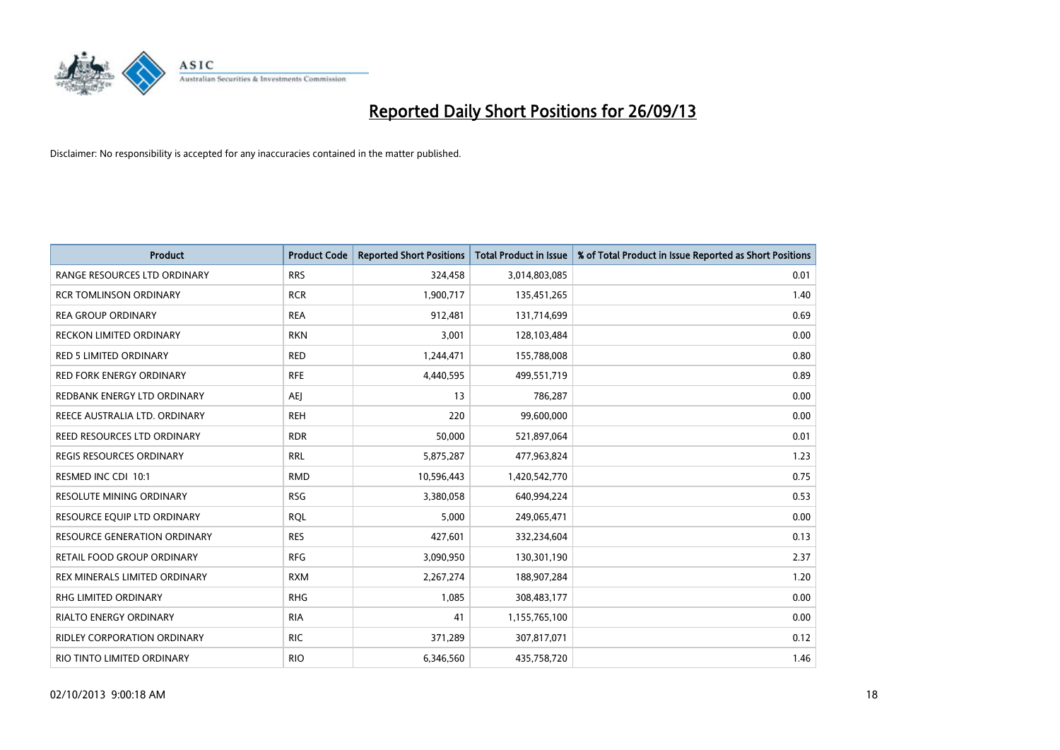# Reported Daily Short Positions for 26/09/13

Disclaimer: No responsibility is accepted for any inaccuracies contained in the matter published.

| Product | Product Code | Reported Short Positions | Total Product in Issue | % of Total Product in Issue Reported as Short Positions |
|---|---|---|---|---|
| RANGE RESOURCES LTD ORDINARY | RRS | 324,458 | 3,014,803,085 | 0.01 |
| RCR TOMLINSON ORDINARY | RCR | 1,900,717 | 135,451,265 | 1.40 |
| REA GROUP ORDINARY | REA | 912,481 | 131,714,699 | 0.69 |
| RECKON LIMITED ORDINARY | RKN | 3,001 | 128,103,484 | 0.00 |
| RED 5 LIMITED ORDINARY | RED | 1,244,471 | 155,788,008 | 0.80 |
| RED FORK ENERGY ORDINARY | RFE | 4,440,595 | 499,551,719 | 0.89 |
| REDBANK ENERGY LTD ORDINARY | AEJ | 13 | 786,287 | 0.00 |
| REECE AUSTRALIA LTD. ORDINARY | REH | 220 | 99,600,000 | 0.00 |
| REED RESOURCES LTD ORDINARY | RDR | 50,000 | 521,897,064 | 0.01 |
| REGIS RESOURCES ORDINARY | RRL | 5,875,287 | 477,963,824 | 1.23 |
| RESMED INC CDI 10:1 | RMD | 10,596,443 | 1,420,542,770 | 0.75 |
| RESOLUTE MINING ORDINARY | RSG | 3,380,058 | 640,994,224 | 0.53 |
| RESOURCE EQUIP LTD ORDINARY | RQL | 5,000 | 249,065,471 | 0.00 |
| RESOURCE GENERATION ORDINARY | RES | 427,601 | 332,234,604 | 0.13 |
| RETAIL FOOD GROUP ORDINARY | RFG | 3,090,950 | 130,301,190 | 2.37 |
| REX MINERALS LIMITED ORDINARY | RXM | 2,267,274 | 188,907,284 | 1.20 |
| RHG LIMITED ORDINARY | RHG | 1,085 | 308,483,177 | 0.00 |
| RIALTO ENERGY ORDINARY | RIA | 41 | 1,155,765,100 | 0.00 |
| RIDLEY CORPORATION ORDINARY | RIC | 371,289 | 307,817,071 | 0.12 |
| RIO TINTO LIMITED ORDINARY | RIO | 6,346,560 | 435,758,720 | 1.46 |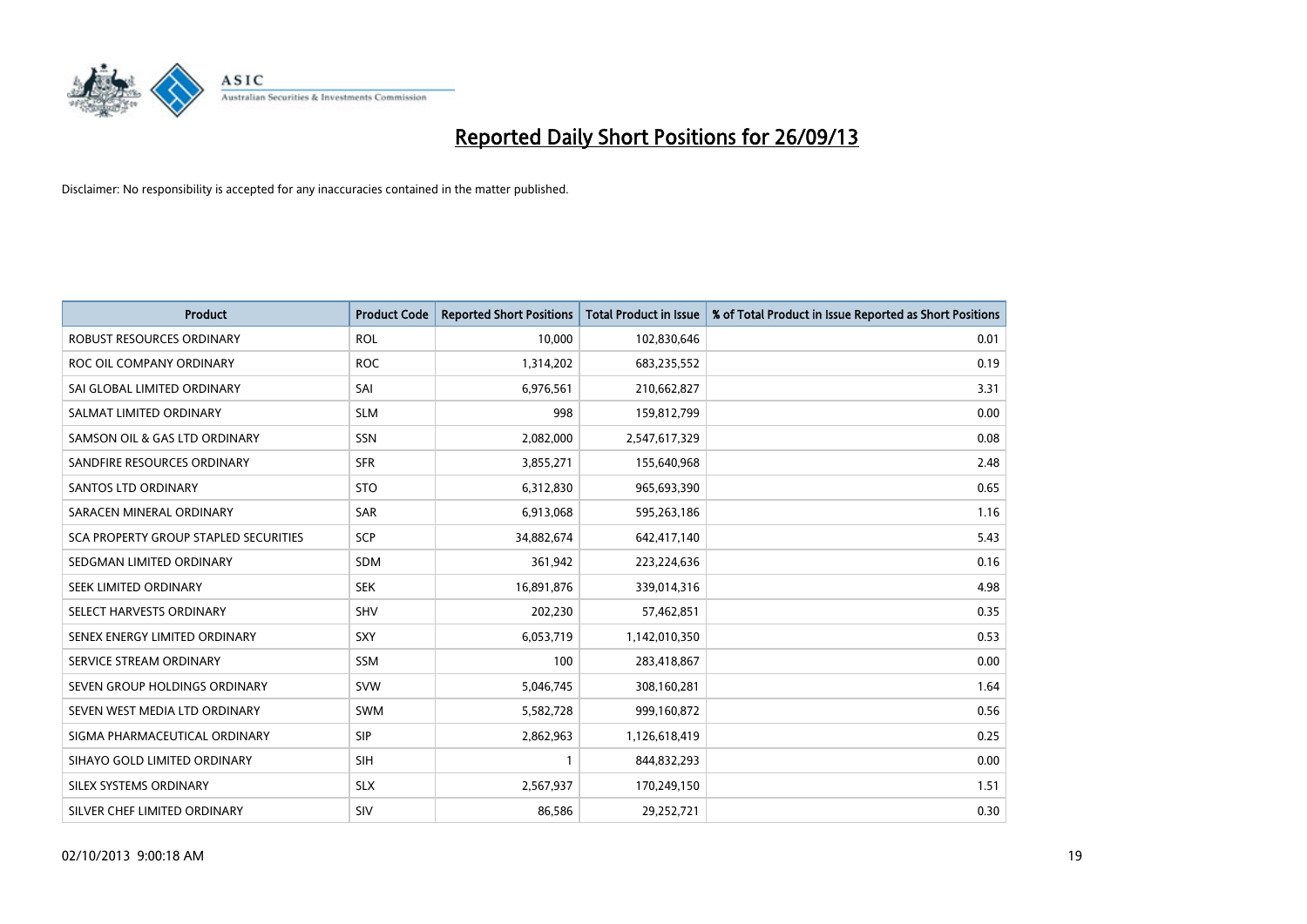# Reported Daily Short Positions for 26/09/13

Disclaimer: No responsibility is accepted for any inaccuracies contained in the matter published.

| Product | Product Code | Reported Short Positions | Total Product in Issue | % of Total Product in Issue Reported as Short Positions |
|---|---|---|---|---|
| ROBUST RESOURCES ORDINARY | ROL | 10,000 | 102,830,646 | 0.01 |
| ROC OIL COMPANY ORDINARY | ROC | 1,314,202 | 683,235,552 | 0.19 |
| SAI GLOBAL LIMITED ORDINARY | SAI | 6,976,561 | 210,662,827 | 3.31 |
| SALMAT LIMITED ORDINARY | SLM | 998 | 159,812,799 | 0.00 |
| SAMSON OIL & GAS LTD ORDINARY | SSN | 2,082,000 | 2,547,617,329 | 0.08 |
| SANDFIRE RESOURCES ORDINARY | SFR | 3,855,271 | 155,640,968 | 2.48 |
| SANTOS LTD ORDINARY | STO | 6,312,830 | 965,693,390 | 0.65 |
| SARACEN MINERAL ORDINARY | SAR | 6,913,068 | 595,263,186 | 1.16 |
| SCA PROPERTY GROUP STAPLED SECURITIES | SCP | 34,882,674 | 642,417,140 | 5.43 |
| SEDGMAN LIMITED ORDINARY | SDM | 361,942 | 223,224,636 | 0.16 |
| SEEK LIMITED ORDINARY | SEK | 16,891,876 | 339,014,316 | 4.98 |
| SELECT HARVESTS ORDINARY | SHV | 202,230 | 57,462,851 | 0.35 |
| SENEX ENERGY LIMITED ORDINARY | SXY | 6,053,719 | 1,142,010,350 | 0.53 |
| SERVICE STREAM ORDINARY | SSM | 100 | 283,418,867 | 0.00 |
| SEVEN GROUP HOLDINGS ORDINARY | SVW | 5,046,745 | 308,160,281 | 1.64 |
| SEVEN WEST MEDIA LTD ORDINARY | SWM | 5,582,728 | 999,160,872 | 0.56 |
| SIGMA PHARMACEUTICAL ORDINARY | SIP | 2,862,963 | 1,126,618,419 | 0.25 |
| SIHAYO GOLD LIMITED ORDINARY | SIH | 1 | 844,832,293 | 0.00 |
| SILEX SYSTEMS ORDINARY | SLX | 2,567,937 | 170,249,150 | 1.51 |
| SILVER CHEF LIMITED ORDINARY | SIV | 86,586 | 29,252,721 | 0.30 |

02/10/2013 9:00:18 AM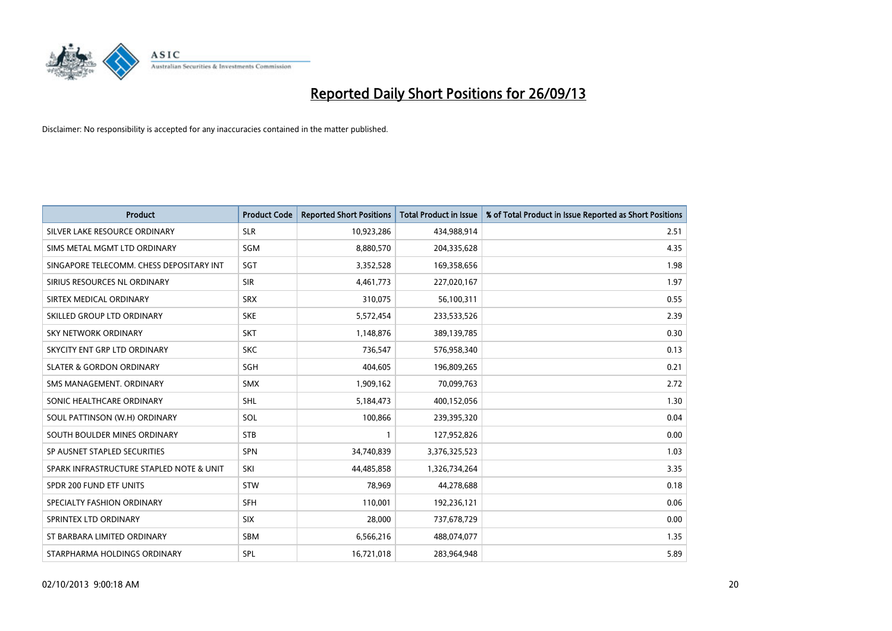# Reported Daily Short Positions for 26/09/13

Disclaimer: No responsibility is accepted for any inaccuracies contained in the matter published.

| Product | Product Code | Reported Short Positions | Total Product in Issue | % of Total Product in Issue Reported as Short Positions |
|---|---|---|---|---|
| SILVER LAKE RESOURCE ORDINARY | SLR | 10,923,286 | 434,988,914 | 2.51 |
| SIMS METAL MGMT LTD ORDINARY | SGM | 8,880,570 | 204,335,628 | 4.35 |
| SINGAPORE TELECOMM. CHESS DEPOSITARY INT | SGT | 3,352,528 | 169,358,656 | 1.98 |
| SIRIUS RESOURCES NL ORDINARY | SIR | 4,461,773 | 227,020,167 | 1.97 |
| SIRTEX MEDICAL ORDINARY | SRX | 310,075 | 56,100,311 | 0.55 |
| SKILLED GROUP LTD ORDINARY | SKE | 5,572,454 | 233,533,526 | 2.39 |
| SKY NETWORK ORDINARY | SKT | 1,148,876 | 389,139,785 | 0.30 |
| SKYCITY ENT GRP LTD ORDINARY | SKC | 736,547 | 576,958,340 | 0.13 |
| SLATER & GORDON ORDINARY | SGH | 404,605 | 196,809,265 | 0.21 |
| SMS MANAGEMENT. ORDINARY | SMX | 1,909,162 | 70,099,763 | 2.72 |
| SONIC HEALTHCARE ORDINARY | SHL | 5,184,473 | 400,152,056 | 1.30 |
| SOUL PATTINSON (W.H) ORDINARY | SOL | 100,866 | 239,395,320 | 0.04 |
| SOUTH BOULDER MINES ORDINARY | STB | 1 | 127,952,826 | 0.00 |
| SP AUSNET STAPLED SECURITIES | SPN | 34,740,839 | 3,376,325,523 | 1.03 |
| SPARK INFRASTRUCTURE STAPLED NOTE & UNIT | SKI | 44,485,858 | 1,326,734,264 | 3.35 |
| SPDR 200 FUND ETF UNITS | STW | 78,969 | 44,278,688 | 0.18 |
| SPECIALTY FASHION ORDINARY | SFH | 110,001 | 192,236,121 | 0.06 |
| SPRINTEX LTD ORDINARY | SIX | 28,000 | 737,678,729 | 0.00 |
| ST BARBARA LIMITED ORDINARY | SBM | 6,566,216 | 488,074,077 | 1.35 |
| STARPHARMA HOLDINGS ORDINARY | SPL | 16,721,018 | 283,964,948 | 5.89 |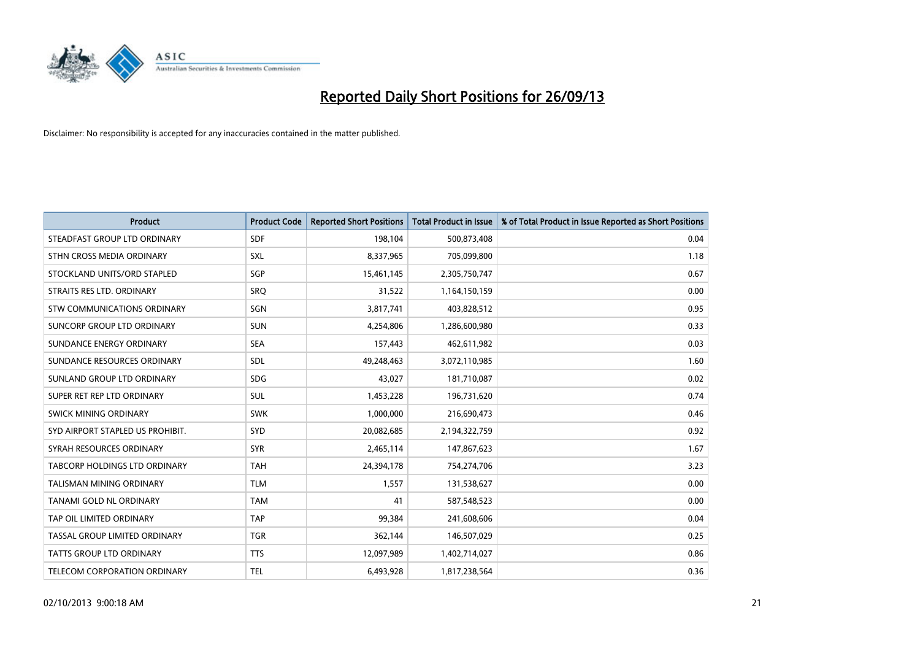# Reported Daily Short Positions for 26/09/13

Disclaimer: No responsibility is accepted for any inaccuracies contained in the matter published.

| Product | Product Code | Reported Short Positions | Total Product in Issue | % of Total Product in Issue Reported as Short Positions |
|---|---|---|---|---|
| STEADFAST GROUP LTD ORDINARY | SDF | 198,104 | 500,873,408 | 0.04 |
| STHN CROSS MEDIA ORDINARY | SXL | 8,337,965 | 705,099,800 | 1.18 |
| STOCKLAND UNITS/ORD STAPLED | SGP | 15,461,145 | 2,305,750,747 | 0.67 |
| STRAITS RES LTD. ORDINARY | SRQ | 31,522 | 1,164,150,159 | 0.00 |
| STW COMMUNICATIONS ORDINARY | SGN | 3,817,741 | 403,828,512 | 0.95 |
| SUNCORP GROUP LTD ORDINARY | SUN | 4,254,806 | 1,286,600,980 | 0.33 |
| SUNDANCE ENERGY ORDINARY | SEA | 157,443 | 462,611,982 | 0.03 |
| SUNDANCE RESOURCES ORDINARY | SDL | 49,248,463 | 3,072,110,985 | 1.60 |
| SUNLAND GROUP LTD ORDINARY | SDG | 43,027 | 181,710,087 | 0.02 |
| SUPER RET REP LTD ORDINARY | SUL | 1,453,228 | 196,731,620 | 0.74 |
| SWICK MINING ORDINARY | SWK | 1,000,000 | 216,690,473 | 0.46 |
| SYD AIRPORT STAPLED US PROHIBIT. | SYD | 20,082,685 | 2,194,322,759 | 0.92 |
| SYRAH RESOURCES ORDINARY | SYR | 2,465,114 | 147,867,623 | 1.67 |
| TABCORP HOLDINGS LTD ORDINARY | TAH | 24,394,178 | 754,274,706 | 3.23 |
| TALISMAN MINING ORDINARY | TLM | 1,557 | 131,538,627 | 0.00 |
| TANAMI GOLD NL ORDINARY | TAM | 41 | 587,548,523 | 0.00 |
| TAP OIL LIMITED ORDINARY | TAP | 99,384 | 241,608,606 | 0.04 |
| TASSAL GROUP LIMITED ORDINARY | TGR | 362,144 | 146,507,029 | 0.25 |
| TATTS GROUP LTD ORDINARY | TTS | 12,097,989 | 1,402,714,027 | 0.86 |
| TELECOM CORPORATION ORDINARY | TEL | 6,493,928 | 1,817,238,564 | 0.36 |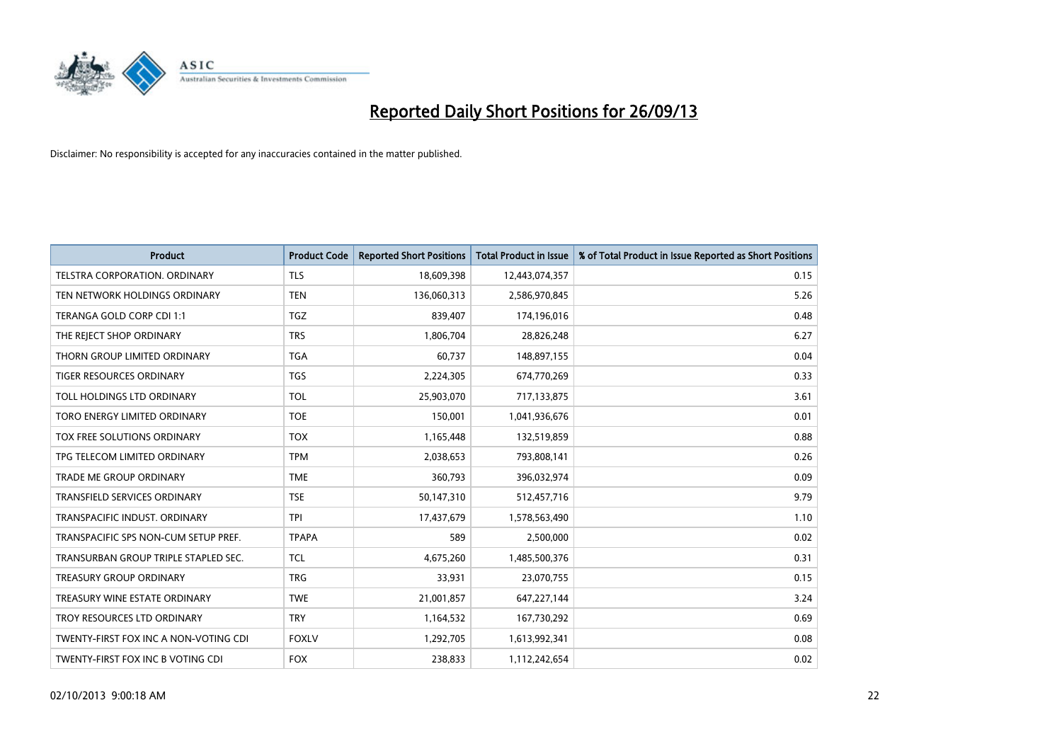# Reported Daily Short Positions for 26/09/13

Disclaimer: No responsibility is accepted for any inaccuracies contained in the matter published.

| Product | Product Code | Reported Short Positions | Total Product in Issue | % of Total Product in Issue Reported as Short Positions |
|---|---|---|---|---|
| TELSTRA CORPORATION. ORDINARY | TLS | 18,609,398 | 12,443,074,357 | 0.15 |
| TEN NETWORK HOLDINGS ORDINARY | TEN | 136,060,313 | 2,586,970,845 | 5.26 |
| TERANGA GOLD CORP CDI 1:1 | TGZ | 839,407 | 174,196,016 | 0.48 |
| THE REJECT SHOP ORDINARY | TRS | 1,806,704 | 28,826,248 | 6.27 |
| THORN GROUP LIMITED ORDINARY | TGA | 60,737 | 148,897,155 | 0.04 |
| TIGER RESOURCES ORDINARY | TGS | 2,224,305 | 674,770,269 | 0.33 |
| TOLL HOLDINGS LTD ORDINARY | TOL | 25,903,070 | 717,133,875 | 3.61 |
| TORO ENERGY LIMITED ORDINARY | TOE | 150,001 | 1,041,936,676 | 0.01 |
| TOX FREE SOLUTIONS ORDINARY | TOX | 1,165,448 | 132,519,859 | 0.88 |
| TPG TELECOM LIMITED ORDINARY | TPM | 2,038,653 | 793,808,141 | 0.26 |
| TRADE ME GROUP ORDINARY | TME | 360,793 | 396,032,974 | 0.09 |
| TRANSFIELD SERVICES ORDINARY | TSE | 50,147,310 | 512,457,716 | 9.79 |
| TRANSPACIFIC INDUST. ORDINARY | TPI | 17,437,679 | 1,578,563,490 | 1.10 |
| TRANSPACIFIC SPS NON-CUM SETUP PREF. | TPAPA | 589 | 2,500,000 | 0.02 |
| TRANSURBAN GROUP TRIPLE STAPLED SEC. | TCL | 4,675,260 | 1,485,500,376 | 0.31 |
| TREASURY GROUP ORDINARY | TRG | 33,931 | 23,070,755 | 0.15 |
| TREASURY WINE ESTATE ORDINARY | TWE | 21,001,857 | 647,227,144 | 3.24 |
| TROY RESOURCES LTD ORDINARY | TRY | 1,164,532 | 167,730,292 | 0.69 |
| TWENTY-FIRST FOX INC A NON-VOTING CDI | FOXLV | 1,292,705 | 1,613,992,341 | 0.08 |
| TWENTY-FIRST FOX INC B VOTING CDI | FOX | 238,833 | 1,112,242,654 | 0.02 |

02/10/2013 9:00:18 AM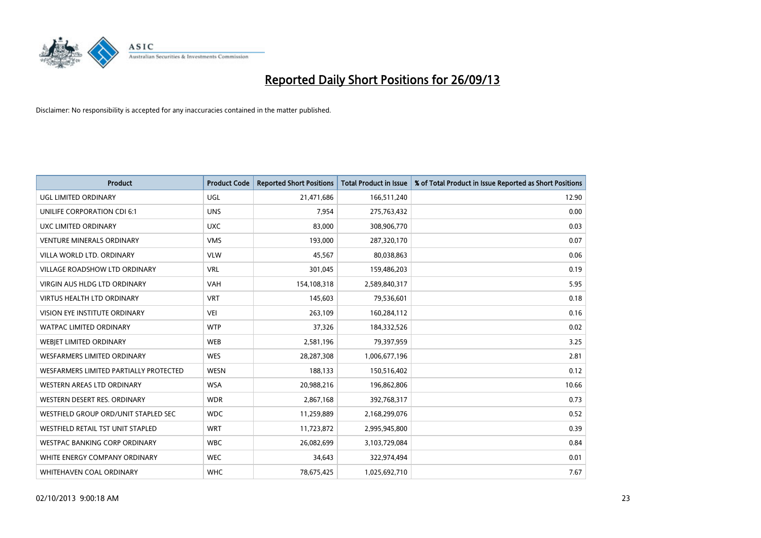# Reported Daily Short Positions for 26/09/13

Disclaimer: No responsibility is accepted for any inaccuracies contained in the matter published.

| Product | Product Code | Reported Short Positions | Total Product in Issue | % of Total Product in Issue Reported as Short Positions |
|---|---|---|---|---|
| UGL LIMITED ORDINARY | UGL | 21,471,686 | 166,511,240 | 12.90 |
| UNILIFE CORPORATION CDI 6:1 | UNS | 7,954 | 275,763,432 | 0.00 |
| UXC LIMITED ORDINARY | UXC | 83,000 | 308,906,770 | 0.03 |
| VENTURE MINERALS ORDINARY | VMS | 193,000 | 287,320,170 | 0.07 |
| VILLA WORLD LTD. ORDINARY | VLW | 45,567 | 80,038,863 | 0.06 |
| VILLAGE ROADSHOW LTD ORDINARY | VRL | 301,045 | 159,486,203 | 0.19 |
| VIRGIN AUS HLDG LTD ORDINARY | VAH | 154,108,318 | 2,589,840,317 | 5.95 |
| VIRTUS HEALTH LTD ORDINARY | VRT | 145,603 | 79,536,601 | 0.18 |
| VISION EYE INSTITUTE ORDINARY | VEI | 263,109 | 160,284,112 | 0.16 |
| WATPAC LIMITED ORDINARY | WTP | 37,326 | 184,332,526 | 0.02 |
| WEBJET LIMITED ORDINARY | WEB | 2,581,196 | 79,397,959 | 3.25 |
| WESFARMERS LIMITED ORDINARY | WES | 28,287,308 | 1,006,677,196 | 2.81 |
| WESFARMERS LIMITED PARTIALLY PROTECTED | WESN | 188,133 | 150,516,402 | 0.12 |
| WESTERN AREAS LTD ORDINARY | WSA | 20,988,216 | 196,862,806 | 10.66 |
| WESTERN DESERT RES. ORDINARY | WDR | 2,867,168 | 392,768,317 | 0.73 |
| WESTFIELD GROUP ORD/UNIT STAPLED SEC | WDC | 11,259,889 | 2,168,299,076 | 0.52 |
| WESTFIELD RETAIL TST UNIT STAPLED | WRT | 11,723,872 | 2,995,945,800 | 0.39 |
| WESTPAC BANKING CORP ORDINARY | WBC | 26,082,699 | 3,103,729,084 | 0.84 |
| WHITE ENERGY COMPANY ORDINARY | WEC | 34,643 | 322,974,494 | 0.01 |
| WHITEHAVEN COAL ORDINARY | WHC | 78,675,425 | 1,025,692,710 | 7.67 |

02/10/2013 9:00:18 AM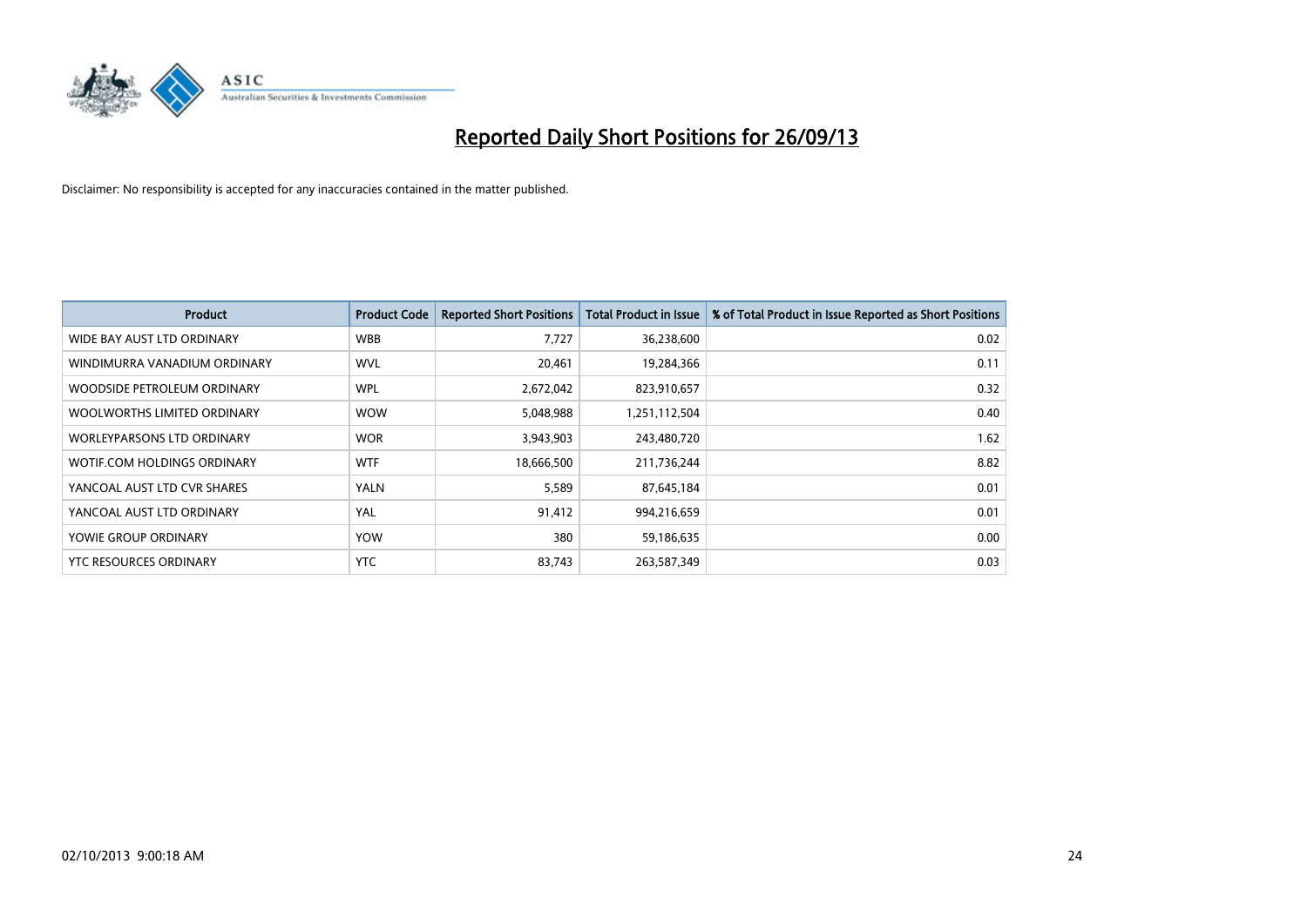# Reported Daily Short Positions for 26/09/13

Disclaimer: No responsibility is accepted for any inaccuracies contained in the matter published.

| Product | Product Code | Reported Short Positions | Total Product in Issue | % of Total Product in Issue Reported as Short Positions |
|---|---|---|---|---|
| WIDE BAY AUST LTD ORDINARY | WBB | 7,727 | 36,238,600 | 0.02 |
| WINDIMURRA VANADIUM ORDINARY | WVL | 20,461 | 19,284,366 | 0.11 |
| WOODSIDE PETROLEUM ORDINARY | WPL | 2,672,042 | 823,910,657 | 0.32 |
| WOOLWORTHS LIMITED ORDINARY | WOW | 5,048,988 | 1,251,112,504 | 0.40 |
| WORLEYPARSONS LTD ORDINARY | WOR | 3,943,903 | 243,480,720 | 1.62 |
| WOTIF.COM HOLDINGS ORDINARY | WTF | 18,666,500 | 211,736,244 | 8.82 |
| YANCOAL AUST LTD CVR SHARES | YALN | 5,589 | 87,645,184 | 0.01 |
| YANCOAL AUST LTD ORDINARY | YAL | 91,412 | 994,216,659 | 0.01 |
| YOWIE GROUP ORDINARY | YOW | 380 | 59,186,635 | 0.00 |
| YTC RESOURCES ORDINARY | YTC | 83,743 | 263,587,349 | 0.03 |

02/10/2013 9:00:18 AM